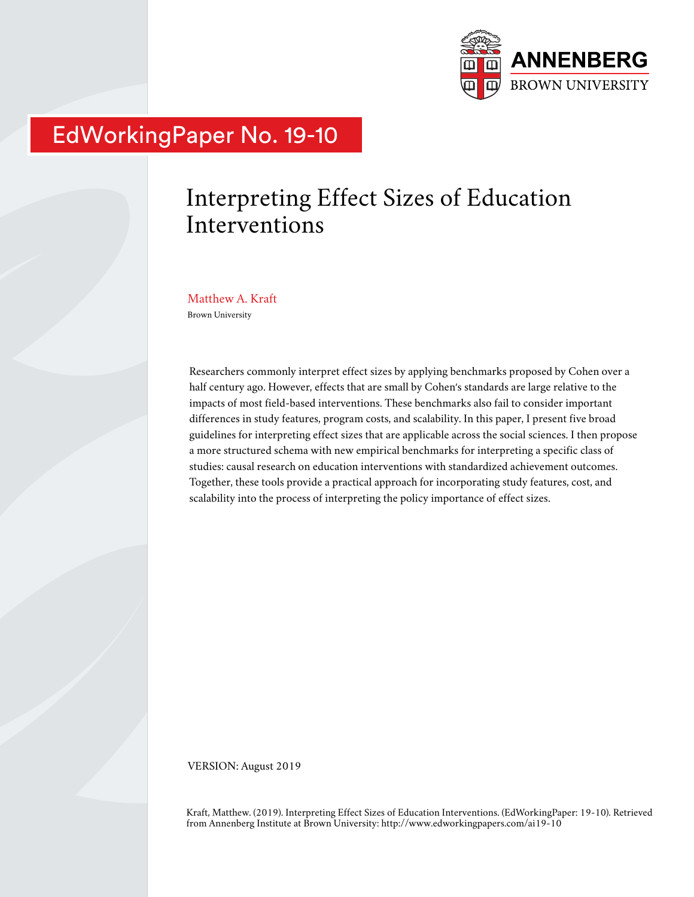ANNENBERG
BROWN UNIVERSITY

EdWorkingPaper No. 19-10

# Interpreting Effect Sizes of Education Interventions

Matthew A. Kraft
Brown University

Researchers commonly interpret effect sizes by applying benchmarks proposed by Cohen over a half century ago. However, effects that are small by Cohen's standards are large relative to the impacts of most field-based interventions. These benchmarks also fail to consider important differences in study features, program costs, and scalability. In this paper, I present five broad guidelines for interpreting effect sizes that are applicable across the social sciences. I then propose a more structured schema with new empirical benchmarks for interpreting a specific class of studies: causal research on education interventions with standardized achievement outcomes. Together, these tools provide a practical approach for incorporating study features, cost, and scalability into the process of interpreting the policy importance of effect sizes.

VERSION: August 2019

Kraft, Matthew. (2019). Interpreting Effect Sizes of Education Interventions. (EdWorkingPaper: 19-10). Retrieved from Annenberg Institute at Brown University: http://www.edworkingpapers.com/ai19-10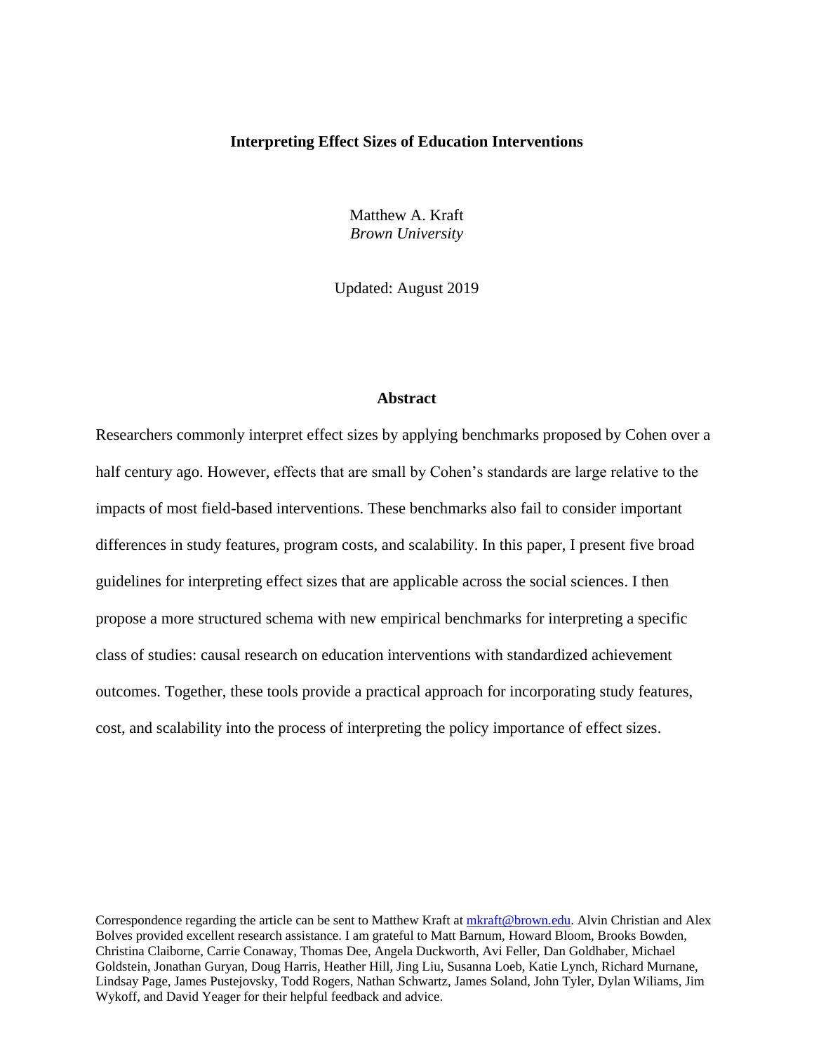# Interpreting Effect Sizes of Education Interventions

Matthew A. Kraft
*Brown University*

Updated: August 2019

## Abstract

Researchers commonly interpret effect sizes by applying benchmarks proposed by Cohen over a half century ago. However, effects that are small by Cohen's standards are large relative to the impacts of most field-based interventions. These benchmarks also fail to consider important differences in study features, program costs, and scalability. In this paper, I present five broad guidelines for interpreting effect sizes that are applicable across the social sciences. I then propose a more structured schema with new empirical benchmarks for interpreting a specific class of studies: causal research on education interventions with standardized achievement outcomes. Together, these tools provide a practical approach for incorporating study features, cost, and scalability into the process of interpreting the policy importance of effect sizes.

Correspondence regarding the article can be sent to Matthew Kraft at mkraft@brown.edu. Alvin Christian and Alex Bolves provided excellent research assistance. I am grateful to Matt Barnum, Howard Bloom, Brooks Bowden, Christina Claiborne, Carrie Conaway, Thomas Dee, Angela Duckworth, Avi Feller, Dan Goldhaber, Michael Goldstein, Jonathan Guryan, Doug Harris, Heather Hill, Jing Liu, Susanna Loeb, Katie Lynch, Richard Murnane, Lindsay Page, James Pustejovsky, Todd Rogers, Nathan Schwartz, James Soland, John Tyler, Dylan Wiliams, Jim Wykoff, and David Yeager for their helpful feedback and advice.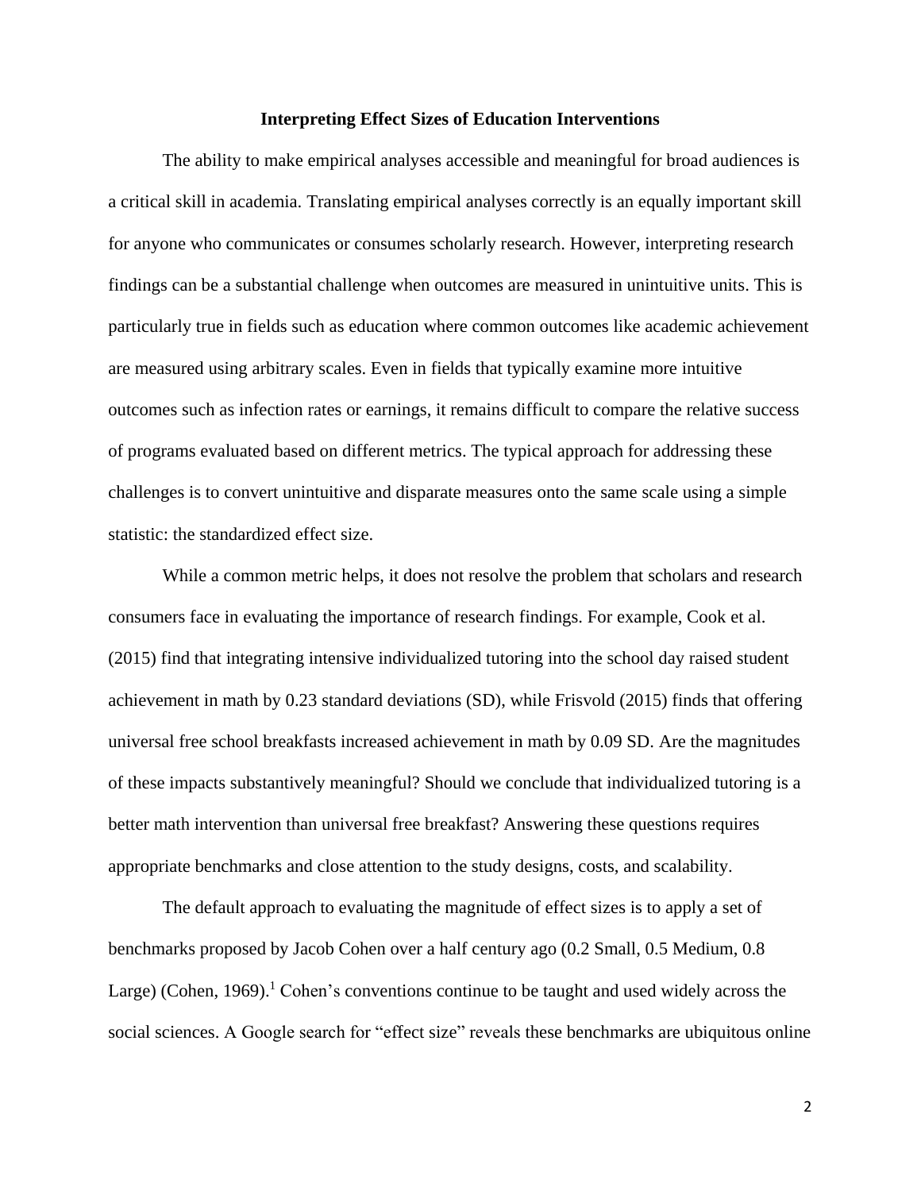### Interpreting Effect Sizes of Education Interventions

The ability to make empirical analyses accessible and meaningful for broad audiences is a critical skill in academia. Translating empirical analyses correctly is an equally important skill for anyone who communicates or consumes scholarly research. However, interpreting research findings can be a substantial challenge when outcomes are measured in unintuitive units. This is particularly true in fields such as education where common outcomes like academic achievement are measured using arbitrary scales. Even in fields that typically examine more intuitive outcomes such as infection rates or earnings, it remains difficult to compare the relative success of programs evaluated based on different metrics. The typical approach for addressing these challenges is to convert unintuitive and disparate measures onto the same scale using a simple statistic: the standardized effect size.

While a common metric helps, it does not resolve the problem that scholars and research consumers face in evaluating the importance of research findings. For example, Cook et al. (2015) find that integrating intensive individualized tutoring into the school day raised student achievement in math by 0.23 standard deviations (SD), while Frisvold (2015) finds that offering universal free school breakfasts increased achievement in math by 0.09 SD. Are the magnitudes of these impacts substantively meaningful? Should we conclude that individualized tutoring is a better math intervention than universal free breakfast? Answering these questions requires appropriate benchmarks and close attention to the study designs, costs, and scalability.

The default approach to evaluating the magnitude of effect sizes is to apply a set of benchmarks proposed by Jacob Cohen over a half century ago (0.2 Small, 0.5 Medium, 0.8 Large) (Cohen, 1969).[1] Cohen's conventions continue to be taught and used widely across the social sciences. A Google search for "effect size" reveals these benchmarks are ubiquitous online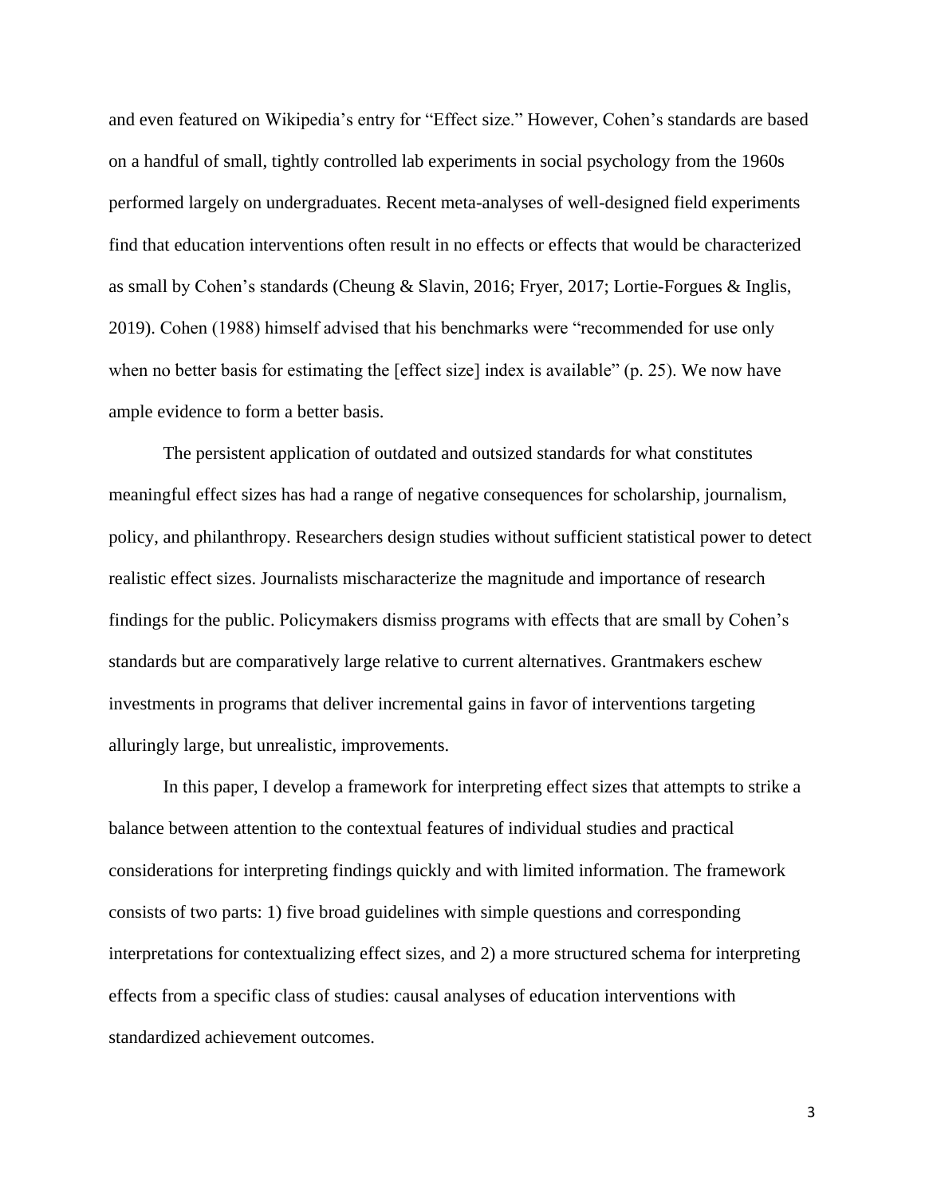and even featured on Wikipedia's entry for "Effect size." However, Cohen's standards are based on a handful of small, tightly controlled lab experiments in social psychology from the 1960s performed largely on undergraduates. Recent meta-analyses of well-designed field experiments find that education interventions often result in no effects or effects that would be characterized as small by Cohen's standards (Cheung & Slavin, 2016; Fryer, 2017; Lortie-Forgues & Inglis, 2019). Cohen (1988) himself advised that his benchmarks were "recommended for use only when no better basis for estimating the [effect size] index is available" (p. 25). We now have ample evidence to form a better basis.

The persistent application of outdated and outsized standards for what constitutes meaningful effect sizes has had a range of negative consequences for scholarship, journalism, policy, and philanthropy. Researchers design studies without sufficient statistical power to detect realistic effect sizes. Journalists mischaracterize the magnitude and importance of research findings for the public. Policymakers dismiss programs with effects that are small by Cohen's standards but are comparatively large relative to current alternatives. Grantmakers eschew investments in programs that deliver incremental gains in favor of interventions targeting alluringly large, but unrealistic, improvements.

In this paper, I develop a framework for interpreting effect sizes that attempts to strike a balance between attention to the contextual features of individual studies and practical considerations for interpreting findings quickly and with limited information. The framework consists of two parts: 1) five broad guidelines with simple questions and corresponding interpretations for contextualizing effect sizes, and 2) a more structured schema for interpreting effects from a specific class of studies: causal analyses of education interventions with standardized achievement outcomes.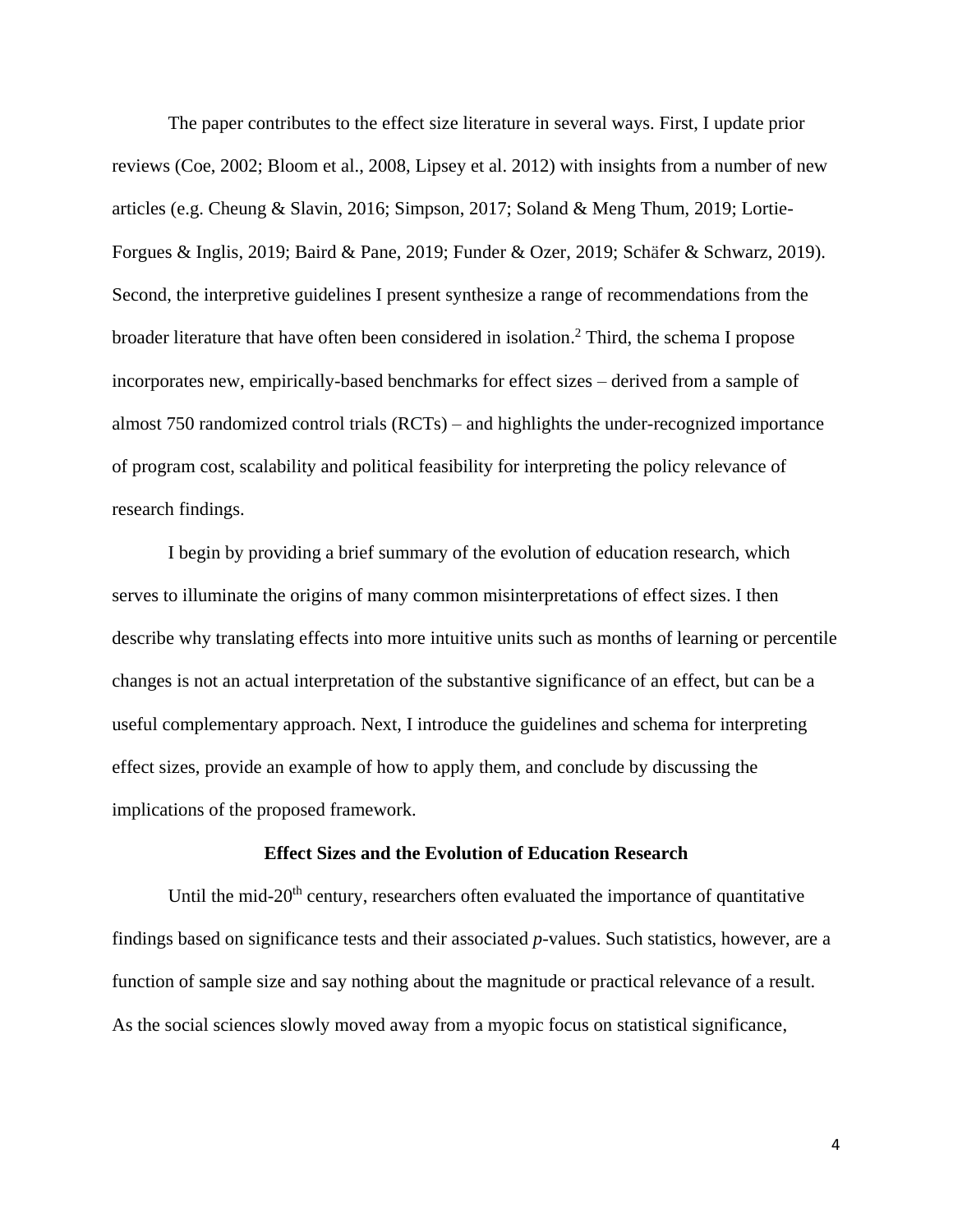The paper contributes to the effect size literature in several ways. First, I update prior reviews (Coe, 2002; Bloom et al., 2008, Lipsey et al. 2012) with insights from a number of new articles (e.g. Cheung & Slavin, 2016; Simpson, 2017; Soland & Meng Thum, 2019; Lortie-Forgues & Inglis, 2019; Baird & Pane, 2019; Funder & Ozer, 2019; Schäfer & Schwarz, 2019). Second, the interpretive guidelines I present synthesize a range of recommendations from the broader literature that have often been considered in isolation.[2] Third, the schema I propose incorporates new, empirically-based benchmarks for effect sizes – derived from a sample of almost 750 randomized control trials (RCTs) – and highlights the under-recognized importance of program cost, scalability and political feasibility for interpreting the policy relevance of research findings.

I begin by providing a brief summary of the evolution of education research, which serves to illuminate the origins of many common misinterpretations of effect sizes. I then describe why translating effects into more intuitive units such as months of learning or percentile changes is not an actual interpretation of the substantive significance of an effect, but can be a useful complementary approach. Next, I introduce the guidelines and schema for interpreting effect sizes, provide an example of how to apply them, and conclude by discussing the implications of the proposed framework.

## Effect Sizes and the Evolution of Education Research

Until the mid-20th century, researchers often evaluated the importance of quantitative findings based on significance tests and their associated *p*-values. Such statistics, however, are a function of sample size and say nothing about the magnitude or practical relevance of a result. As the social sciences slowly moved away from a myopic focus on statistical significance,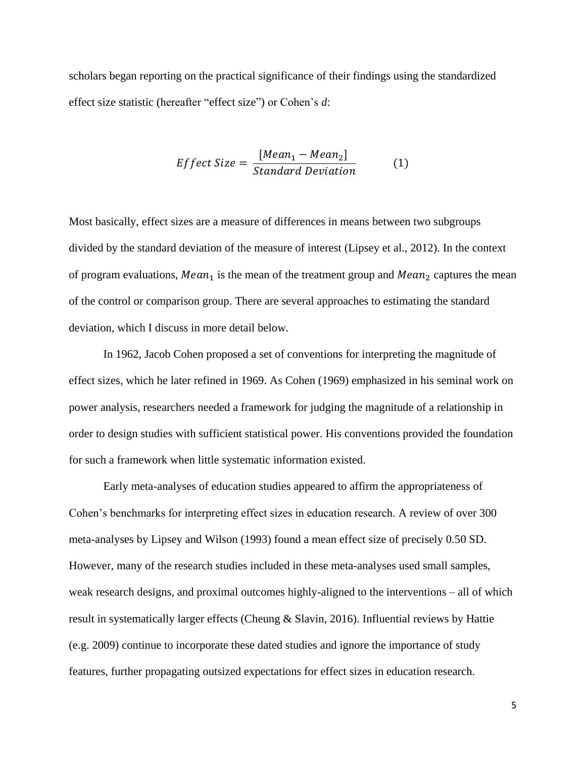scholars began reporting on the practical significance of their findings using the standardized effect size statistic (hereafter "effect size") or Cohen's *d*:

$$Effect\ Size = \frac{[Mean_1 - Mean_2]}{Standard\ Deviation} \qquad (1)$$

Most basically, effect sizes are a measure of differences in means between two subgroups divided by the standard deviation of the measure of interest (Lipsey et al., 2012). In the context of program evaluations, $Mean_1$ is the mean of the treatment group and $Mean_2$ captures the mean of the control or comparison group. There are several approaches to estimating the standard deviation, which I discuss in more detail below.

In 1962, Jacob Cohen proposed a set of conventions for interpreting the magnitude of effect sizes, which he later refined in 1969. As Cohen (1969) emphasized in his seminal work on power analysis, researchers needed a framework for judging the magnitude of a relationship in order to design studies with sufficient statistical power. His conventions provided the foundation for such a framework when little systematic information existed.

Early meta-analyses of education studies appeared to affirm the appropriateness of Cohen's benchmarks for interpreting effect sizes in education research. A review of over 300 meta-analyses by Lipsey and Wilson (1993) found a mean effect size of precisely 0.50 SD. However, many of the research studies included in these meta-analyses used small samples, weak research designs, and proximal outcomes highly-aligned to the interventions – all of which result in systematically larger effects (Cheung & Slavin, 2016). Influential reviews by Hattie (e.g. 2009) continue to incorporate these dated studies and ignore the importance of study features, further propagating outsized expectations for effect sizes in education research.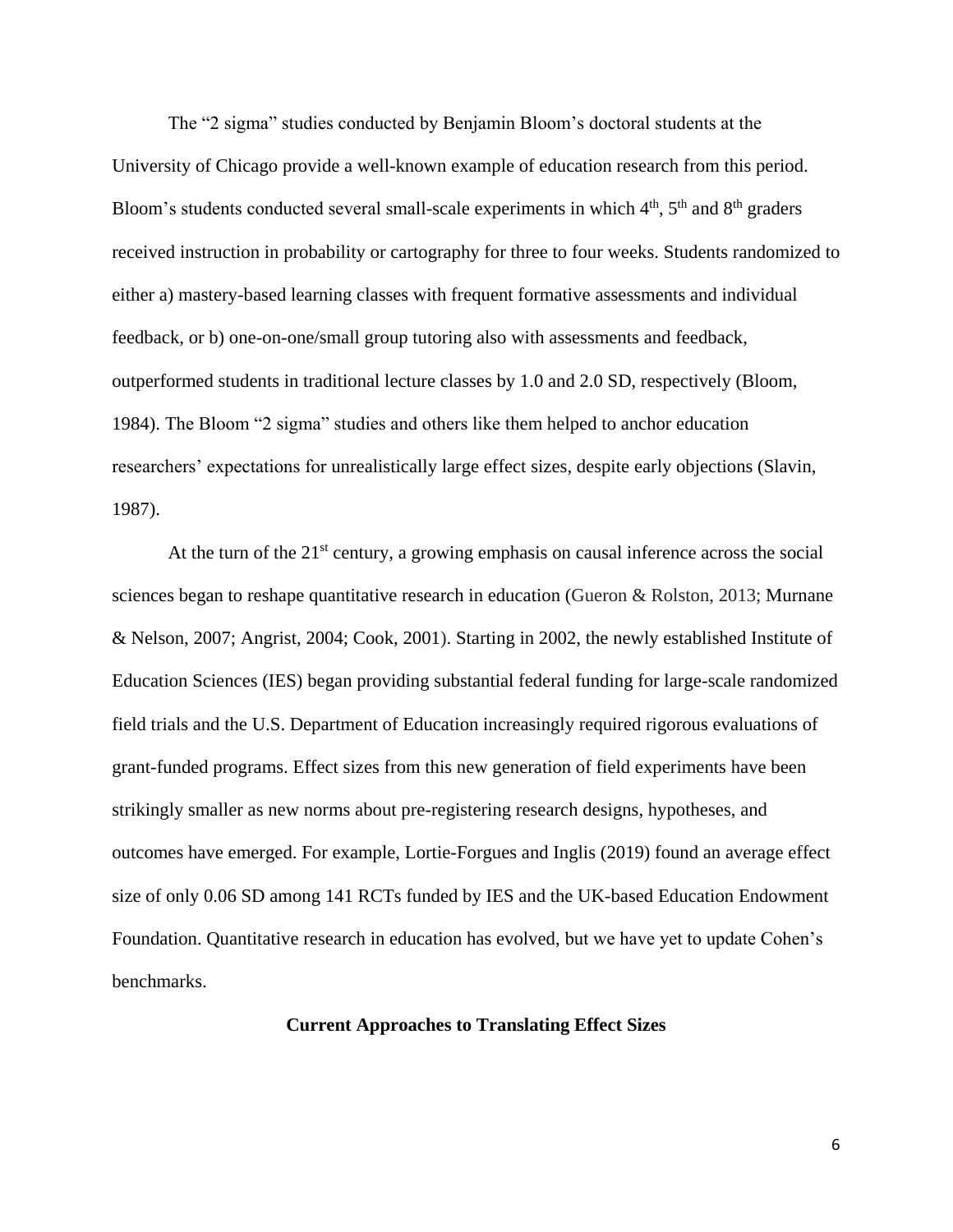The "2 sigma" studies conducted by Benjamin Bloom's doctoral students at the University of Chicago provide a well-known example of education research from this period. Bloom's students conducted several small-scale experiments in which 4th, 5th and 8th graders received instruction in probability or cartography for three to four weeks. Students randomized to either a) mastery-based learning classes with frequent formative assessments and individual feedback, or b) one-on-one/small group tutoring also with assessments and feedback, outperformed students in traditional lecture classes by 1.0 and 2.0 SD, respectively (Bloom, 1984). The Bloom "2 sigma" studies and others like them helped to anchor education researchers' expectations for unrealistically large effect sizes, despite early objections (Slavin, 1987).

At the turn of the 21st century, a growing emphasis on causal inference across the social sciences began to reshape quantitative research in education (Gueron & Rolston, 2013; Murnane & Nelson, 2007; Angrist, 2004; Cook, 2001). Starting in 2002, the newly established Institute of Education Sciences (IES) began providing substantial federal funding for large-scale randomized field trials and the U.S. Department of Education increasingly required rigorous evaluations of grant-funded programs. Effect sizes from this new generation of field experiments have been strikingly smaller as new norms about pre-registering research designs, hypotheses, and outcomes have emerged. For example, Lortie-Forgues and Inglis (2019) found an average effect size of only 0.06 SD among 141 RCTs funded by IES and the UK-based Education Endowment Foundation. Quantitative research in education has evolved, but we have yet to update Cohen's benchmarks.

## Current Approaches to Translating Effect Sizes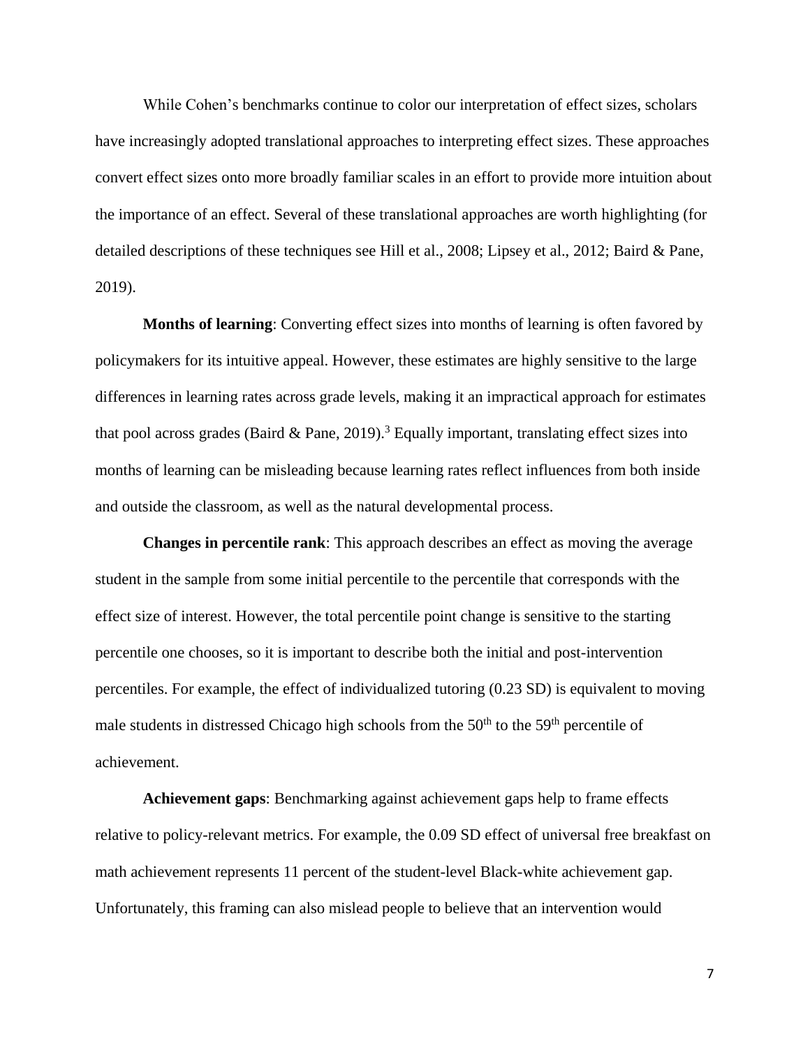While Cohen's benchmarks continue to color our interpretation of effect sizes, scholars have increasingly adopted translational approaches to interpreting effect sizes. These approaches convert effect sizes onto more broadly familiar scales in an effort to provide more intuition about the importance of an effect. Several of these translational approaches are worth highlighting (for detailed descriptions of these techniques see Hill et al., 2008; Lipsey et al., 2012; Baird & Pane, 2019).

**Months of learning**: Converting effect sizes into months of learning is often favored by policymakers for its intuitive appeal. However, these estimates are highly sensitive to the large differences in learning rates across grade levels, making it an impractical approach for estimates that pool across grades (Baird & Pane, 2019).[3] Equally important, translating effect sizes into months of learning can be misleading because learning rates reflect influences from both inside and outside the classroom, as well as the natural developmental process.

**Changes in percentile rank**: This approach describes an effect as moving the average student in the sample from some initial percentile to the percentile that corresponds with the effect size of interest. However, the total percentile point change is sensitive to the starting percentile one chooses, so it is important to describe both the initial and post-intervention percentiles. For example, the effect of individualized tutoring (0.23 SD) is equivalent to moving male students in distressed Chicago high schools from the 50th to the 59th percentile of achievement.

**Achievement gaps**: Benchmarking against achievement gaps help to frame effects relative to policy-relevant metrics. For example, the 0.09 SD effect of universal free breakfast on math achievement represents 11 percent of the student-level Black-white achievement gap. Unfortunately, this framing can also mislead people to believe that an intervention would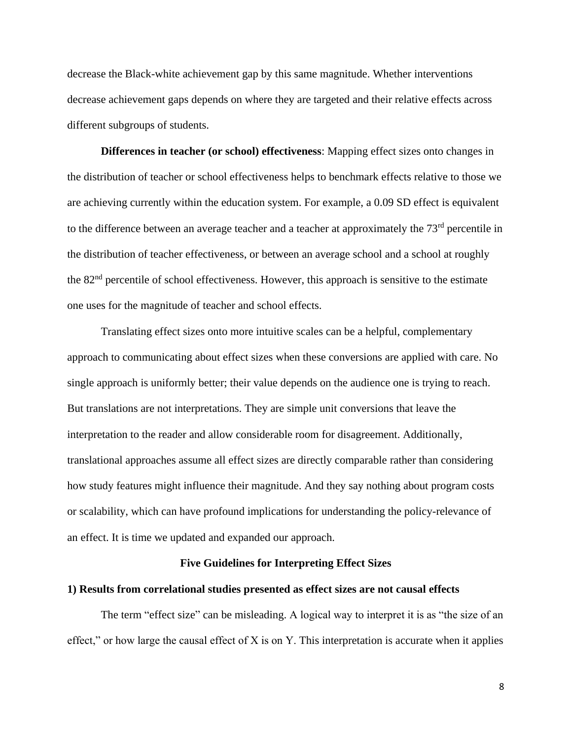decrease the Black-white achievement gap by this same magnitude. Whether interventions decrease achievement gaps depends on where they are targeted and their relative effects across different subgroups of students.

**Differences in teacher (or school) effectiveness**: Mapping effect sizes onto changes in the distribution of teacher or school effectiveness helps to benchmark effects relative to those we are achieving currently within the education system. For example, a 0.09 SD effect is equivalent to the difference between an average teacher and a teacher at approximately the 73rd percentile in the distribution of teacher effectiveness, or between an average school and a school at roughly the 82nd percentile of school effectiveness. However, this approach is sensitive to the estimate one uses for the magnitude of teacher and school effects.

Translating effect sizes onto more intuitive scales can be a helpful, complementary approach to communicating about effect sizes when these conversions are applied with care. No single approach is uniformly better; their value depends on the audience one is trying to reach. But translations are not interpretations. They are simple unit conversions that leave the interpretation to the reader and allow considerable room for disagreement. Additionally, translational approaches assume all effect sizes are directly comparable rather than considering how study features might influence their magnitude. And they say nothing about program costs or scalability, which can have profound implications for understanding the policy-relevance of an effect. It is time we updated and expanded our approach.

## Five Guidelines for Interpreting Effect Sizes

### 1) Results from correlational studies presented as effect sizes are not causal effects

The term "effect size" can be misleading. A logical way to interpret it is as "the size of an effect," or how large the causal effect of X is on Y. This interpretation is accurate when it applies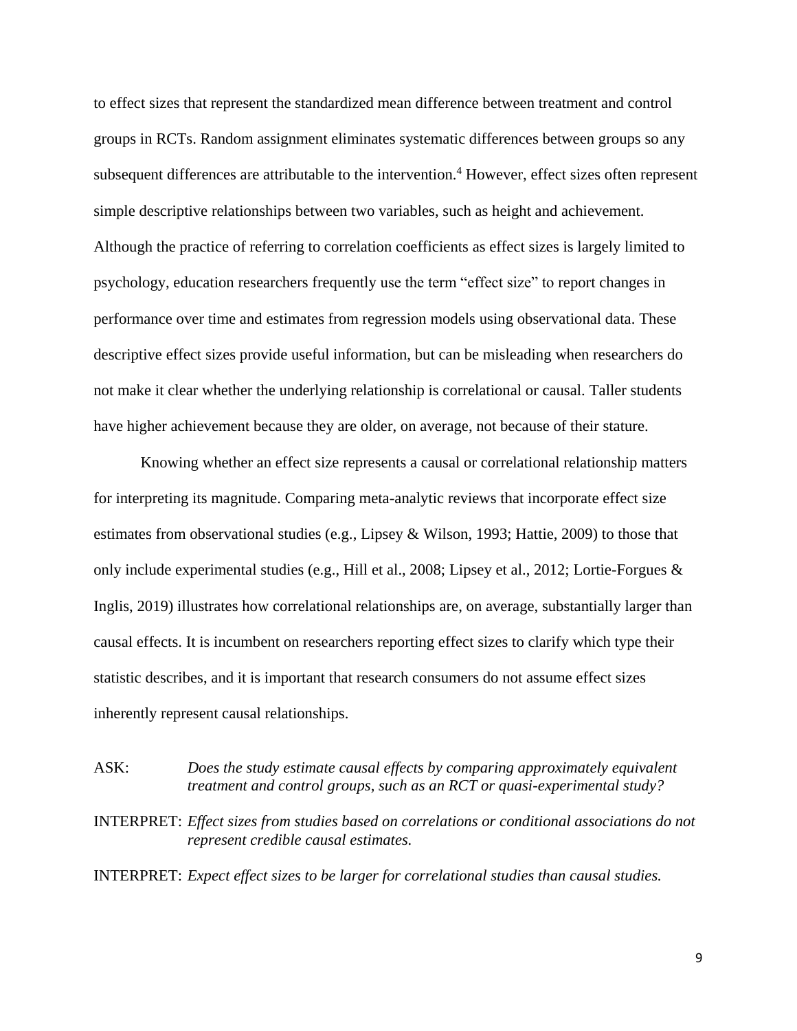to effect sizes that represent the standardized mean difference between treatment and control groups in RCTs. Random assignment eliminates systematic differences between groups so any subsequent differences are attributable to the intervention.[4] However, effect sizes often represent simple descriptive relationships between two variables, such as height and achievement. Although the practice of referring to correlation coefficients as effect sizes is largely limited to psychology, education researchers frequently use the term "effect size" to report changes in performance over time and estimates from regression models using observational data. These descriptive effect sizes provide useful information, but can be misleading when researchers do not make it clear whether the underlying relationship is correlational or causal. Taller students have higher achievement because they are older, on average, not because of their stature.

Knowing whether an effect size represents a causal or correlational relationship matters for interpreting its magnitude. Comparing meta-analytic reviews that incorporate effect size estimates from observational studies (e.g., Lipsey & Wilson, 1993; Hattie, 2009) to those that only include experimental studies (e.g., Hill et al., 2008; Lipsey et al., 2012; Lortie-Forgues & Inglis, 2019) illustrates how correlational relationships are, on average, substantially larger than causal effects. It is incumbent on researchers reporting effect sizes to clarify which type their statistic describes, and it is important that research consumers do not assume effect sizes inherently represent causal relationships.

ASK: *Does the study estimate causal effects by comparing approximately equivalent treatment and control groups, such as an RCT or quasi-experimental study?*

INTERPRET: *Effect sizes from studies based on correlations or conditional associations do not represent credible causal estimates.*

INTERPRET: *Expect effect sizes to be larger for correlational studies than causal studies.*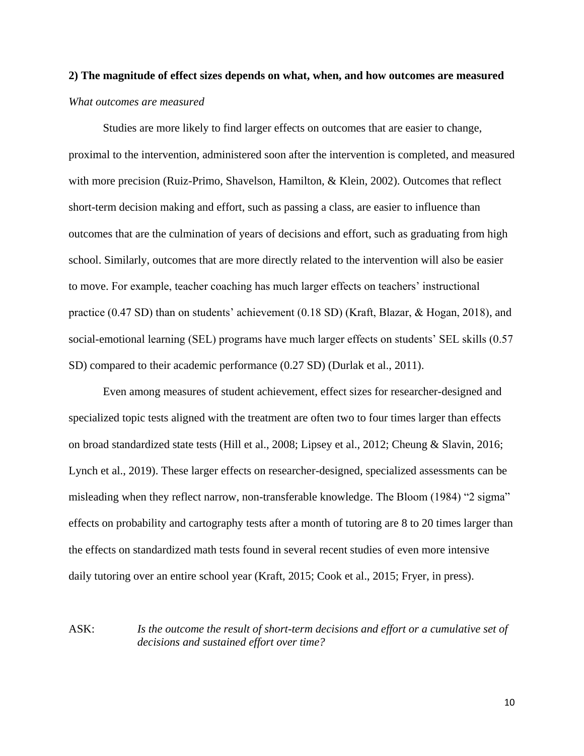## 2) The magnitude of effect sizes depends on what, when, and how outcomes are measured

*What outcomes are measured*

Studies are more likely to find larger effects on outcomes that are easier to change, proximal to the intervention, administered soon after the intervention is completed, and measured with more precision (Ruiz-Primo, Shavelson, Hamilton, & Klein, 2002). Outcomes that reflect short-term decision making and effort, such as passing a class, are easier to influence than outcomes that are the culmination of years of decisions and effort, such as graduating from high school. Similarly, outcomes that are more directly related to the intervention will also be easier to move. For example, teacher coaching has much larger effects on teachers' instructional practice (0.47 SD) than on students' achievement (0.18 SD) (Kraft, Blazar, & Hogan, 2018), and social-emotional learning (SEL) programs have much larger effects on students' SEL skills (0.57 SD) compared to their academic performance (0.27 SD) (Durlak et al., 2011).

Even among measures of student achievement, effect sizes for researcher-designed and specialized topic tests aligned with the treatment are often two to four times larger than effects on broad standardized state tests (Hill et al., 2008; Lipsey et al., 2012; Cheung & Slavin, 2016; Lynch et al., 2019). These larger effects on researcher-designed, specialized assessments can be misleading when they reflect narrow, non-transferable knowledge. The Bloom (1984) "2 sigma" effects on probability and cartography tests after a month of tutoring are 8 to 20 times larger than the effects on standardized math tests found in several recent studies of even more intensive daily tutoring over an entire school year (Kraft, 2015; Cook et al., 2015; Fryer, in press).

ASK: *Is the outcome the result of short-term decisions and effort or a cumulative set of decisions and sustained effort over time?*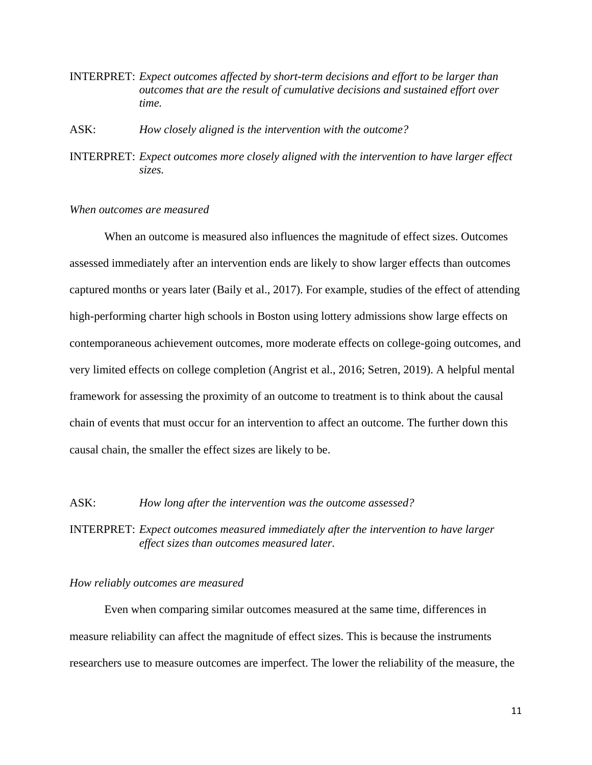INTERPRET: *Expect outcomes affected by short-term decisions and effort to be larger than outcomes that are the result of cumulative decisions and sustained effort over time.*

ASK: *How closely aligned is the intervention with the outcome?*

INTERPRET: *Expect outcomes more closely aligned with the intervention to have larger effect sizes.*

*When outcomes are measured*

When an outcome is measured also influences the magnitude of effect sizes. Outcomes assessed immediately after an intervention ends are likely to show larger effects than outcomes captured months or years later (Baily et al., 2017). For example, studies of the effect of attending high-performing charter high schools in Boston using lottery admissions show large effects on contemporaneous achievement outcomes, more moderate effects on college-going outcomes, and very limited effects on college completion (Angrist et al., 2016; Setren, 2019). A helpful mental framework for assessing the proximity of an outcome to treatment is to think about the causal chain of events that must occur for an intervention to affect an outcome. The further down this causal chain, the smaller the effect sizes are likely to be.

ASK: *How long after the intervention was the outcome assessed?*

INTERPRET: *Expect outcomes measured immediately after the intervention to have larger effect sizes than outcomes measured later.*

*How reliably outcomes are measured*

Even when comparing similar outcomes measured at the same time, differences in measure reliability can affect the magnitude of effect sizes. This is because the instruments researchers use to measure outcomes are imperfect. The lower the reliability of the measure, the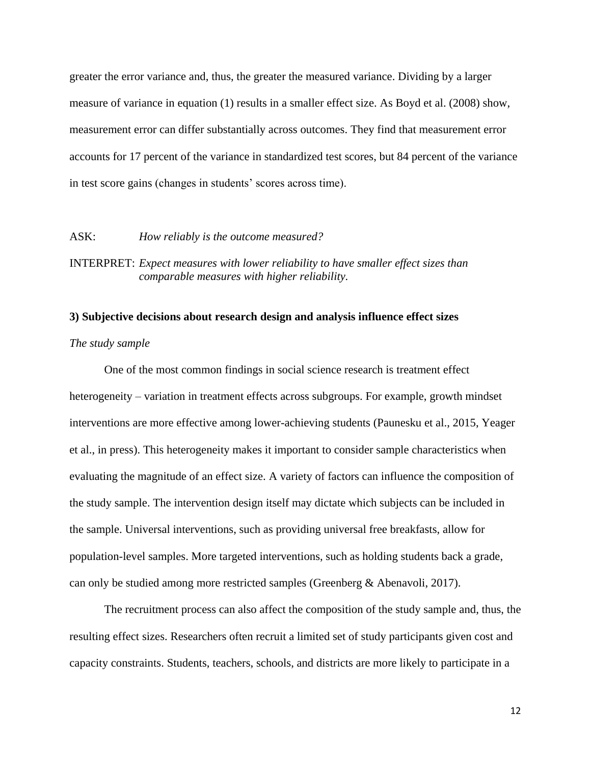greater the error variance and, thus, the greater the measured variance. Dividing by a larger measure of variance in equation (1) results in a smaller effect size. As Boyd et al. (2008) show, measurement error can differ substantially across outcomes. They find that measurement error accounts for 17 percent of the variance in standardized test scores, but 84 percent of the variance in test score gains (changes in students' scores across time).

ASK: *How reliably is the outcome measured?*

INTERPRET: *Expect measures with lower reliability to have smaller effect sizes than comparable measures with higher reliability.*

**3) Subjective decisions about research design and analysis influence effect sizes**

*The study sample*

One of the most common findings in social science research is treatment effect heterogeneity – variation in treatment effects across subgroups. For example, growth mindset interventions are more effective among lower-achieving students (Paunesku et al., 2015, Yeager et al., in press). This heterogeneity makes it important to consider sample characteristics when evaluating the magnitude of an effect size. A variety of factors can influence the composition of the study sample. The intervention design itself may dictate which subjects can be included in the sample. Universal interventions, such as providing universal free breakfasts, allow for population-level samples. More targeted interventions, such as holding students back a grade, can only be studied among more restricted samples (Greenberg & Abenavoli, 2017).

The recruitment process can also affect the composition of the study sample and, thus, the resulting effect sizes. Researchers often recruit a limited set of study participants given cost and capacity constraints. Students, teachers, schools, and districts are more likely to participate in a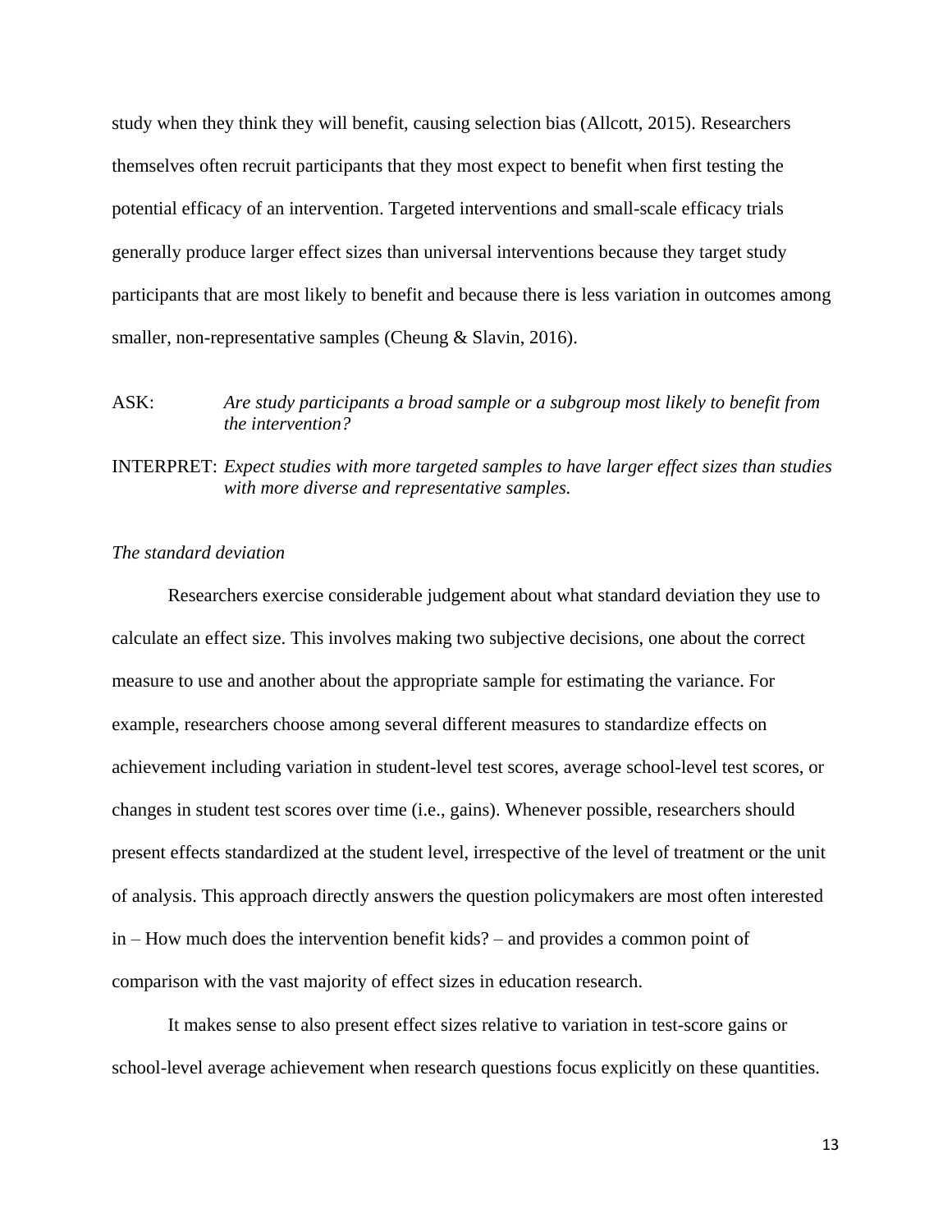study when they think they will benefit, causing selection bias (Allcott, 2015). Researchers themselves often recruit participants that they most expect to benefit when first testing the potential efficacy of an intervention. Targeted interventions and small-scale efficacy trials generally produce larger effect sizes than universal interventions because they target study participants that are most likely to benefit and because there is less variation in outcomes among smaller, non-representative samples (Cheung & Slavin, 2016).

ASK: *Are study participants a broad sample or a subgroup most likely to benefit from the intervention?*

INTERPRET: *Expect studies with more targeted samples to have larger effect sizes than studies with more diverse and representative samples.*

*The standard deviation*

Researchers exercise considerable judgement about what standard deviation they use to calculate an effect size. This involves making two subjective decisions, one about the correct measure to use and another about the appropriate sample for estimating the variance. For example, researchers choose among several different measures to standardize effects on achievement including variation in student-level test scores, average school-level test scores, or changes in student test scores over time (i.e., gains). Whenever possible, researchers should present effects standardized at the student level, irrespective of the level of treatment or the unit of analysis. This approach directly answers the question policymakers are most often interested in – How much does the intervention benefit kids? – and provides a common point of comparison with the vast majority of effect sizes in education research.

It makes sense to also present effect sizes relative to variation in test-score gains or school-level average achievement when research questions focus explicitly on these quantities.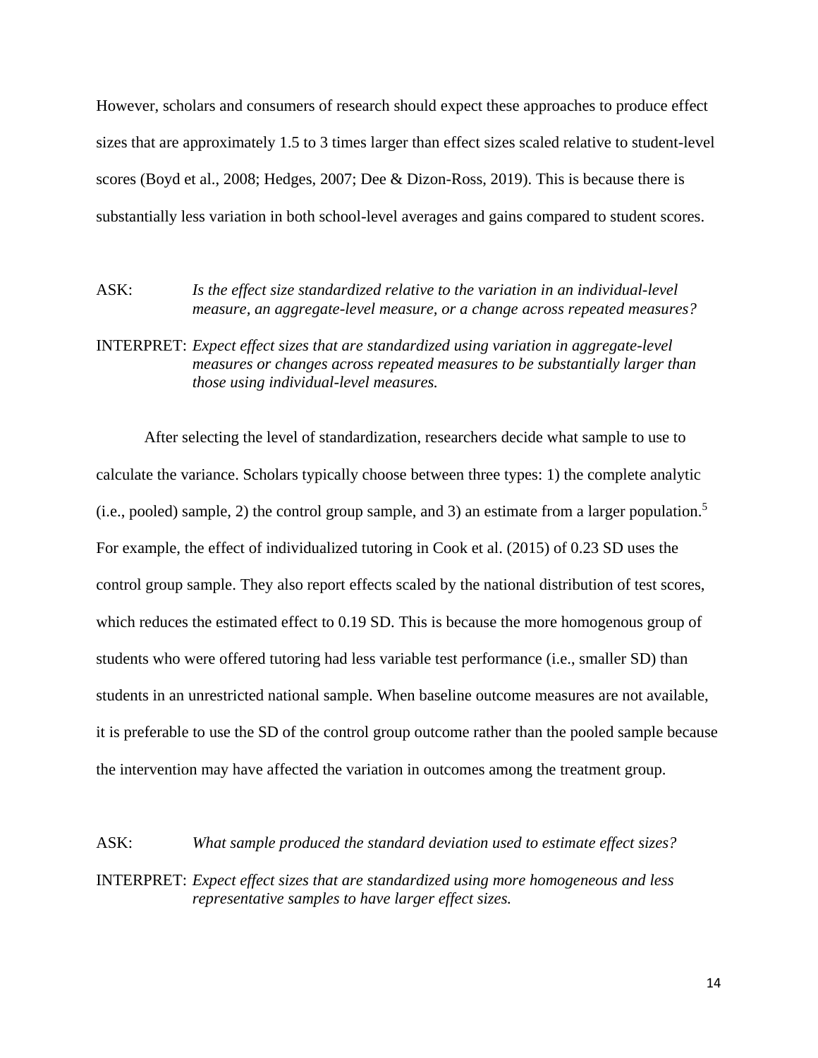However, scholars and consumers of research should expect these approaches to produce effect sizes that are approximately 1.5 to 3 times larger than effect sizes scaled relative to student-level scores (Boyd et al., 2008; Hedges, 2007; Dee & Dizon-Ross, 2019). This is because there is substantially less variation in both school-level averages and gains compared to student scores.

ASK: *Is the effect size standardized relative to the variation in an individual-level measure, an aggregate-level measure, or a change across repeated measures?*

INTERPRET: *Expect effect sizes that are standardized using variation in aggregate-level measures or changes across repeated measures to be substantially larger than those using individual-level measures.*

After selecting the level of standardization, researchers decide what sample to use to calculate the variance. Scholars typically choose between three types: 1) the complete analytic (i.e., pooled) sample, 2) the control group sample, and 3) an estimate from a larger population.[5] For example, the effect of individualized tutoring in Cook et al. (2015) of 0.23 SD uses the control group sample. They also report effects scaled by the national distribution of test scores, which reduces the estimated effect to 0.19 SD. This is because the more homogenous group of students who were offered tutoring had less variable test performance (i.e., smaller SD) than students in an unrestricted national sample. When baseline outcome measures are not available, it is preferable to use the SD of the control group outcome rather than the pooled sample because the intervention may have affected the variation in outcomes among the treatment group.

ASK: *What sample produced the standard deviation used to estimate effect sizes?*

INTERPRET: *Expect effect sizes that are standardized using more homogeneous and less representative samples to have larger effect sizes.*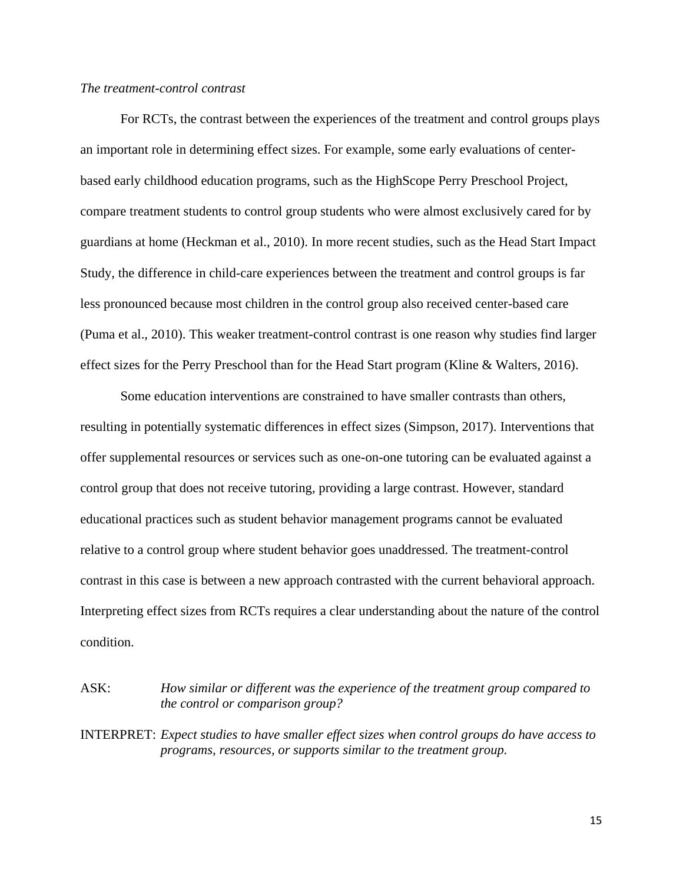*The treatment-control contrast*

For RCTs, the contrast between the experiences of the treatment and control groups plays an important role in determining effect sizes. For example, some early evaluations of center-based early childhood education programs, such as the HighScope Perry Preschool Project, compare treatment students to control group students who were almost exclusively cared for by guardians at home (Heckman et al., 2010). In more recent studies, such as the Head Start Impact Study, the difference in child-care experiences between the treatment and control groups is far less pronounced because most children in the control group also received center-based care (Puma et al., 2010). This weaker treatment-control contrast is one reason why studies find larger effect sizes for the Perry Preschool than for the Head Start program (Kline & Walters, 2016).

Some education interventions are constrained to have smaller contrasts than others, resulting in potentially systematic differences in effect sizes (Simpson, 2017). Interventions that offer supplemental resources or services such as one-on-one tutoring can be evaluated against a control group that does not receive tutoring, providing a large contrast. However, standard educational practices such as student behavior management programs cannot be evaluated relative to a control group where student behavior goes unaddressed. The treatment-control contrast in this case is between a new approach contrasted with the current behavioral approach. Interpreting effect sizes from RCTs requires a clear understanding about the nature of the control condition.

ASK: *How similar or different was the experience of the treatment group compared to the control or comparison group?*

INTERPRET: *Expect studies to have smaller effect sizes when control groups do have access to programs, resources, or supports similar to the treatment group.*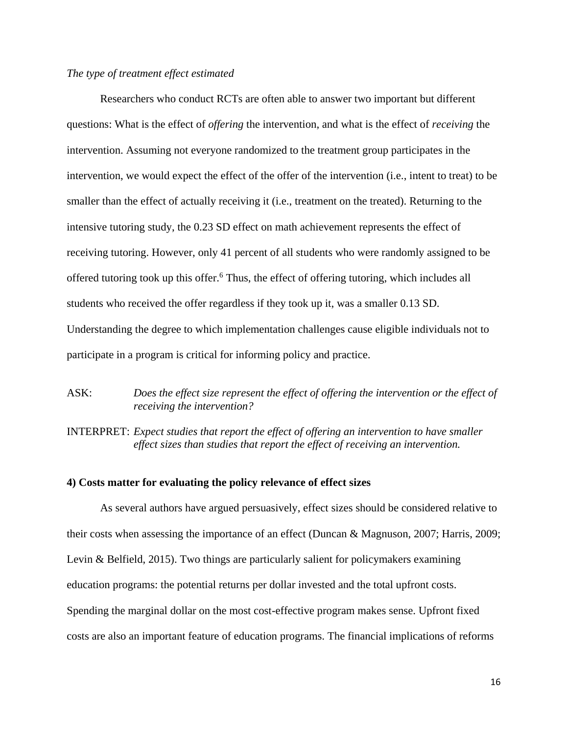*The type of treatment effect estimated*

Researchers who conduct RCTs are often able to answer two important but different questions: What is the effect of *offering* the intervention, and what is the effect of *receiving* the intervention. Assuming not everyone randomized to the treatment group participates in the intervention, we would expect the effect of the offer of the intervention (i.e., intent to treat) to be smaller than the effect of actually receiving it (i.e., treatment on the treated). Returning to the intensive tutoring study, the 0.23 SD effect on math achievement represents the effect of receiving tutoring. However, only 41 percent of all students who were randomly assigned to be offered tutoring took up this offer.[6] Thus, the effect of offering tutoring, which includes all students who received the offer regardless if they took up it, was a smaller 0.13 SD. Understanding the degree to which implementation challenges cause eligible individuals not to participate in a program is critical for informing policy and practice.

ASK: *Does the effect size represent the effect of offering the intervention or the effect of receiving the intervention?*

INTERPRET: *Expect studies that report the effect of offering an intervention to have smaller effect sizes than studies that report the effect of receiving an intervention.*

**4) Costs matter for evaluating the policy relevance of effect sizes**

As several authors have argued persuasively, effect sizes should be considered relative to their costs when assessing the importance of an effect (Duncan & Magnuson, 2007; Harris, 2009; Levin & Belfield, 2015). Two things are particularly salient for policymakers examining education programs: the potential returns per dollar invested and the total upfront costs. Spending the marginal dollar on the most cost-effective program makes sense. Upfront fixed costs are also an important feature of education programs. The financial implications of reforms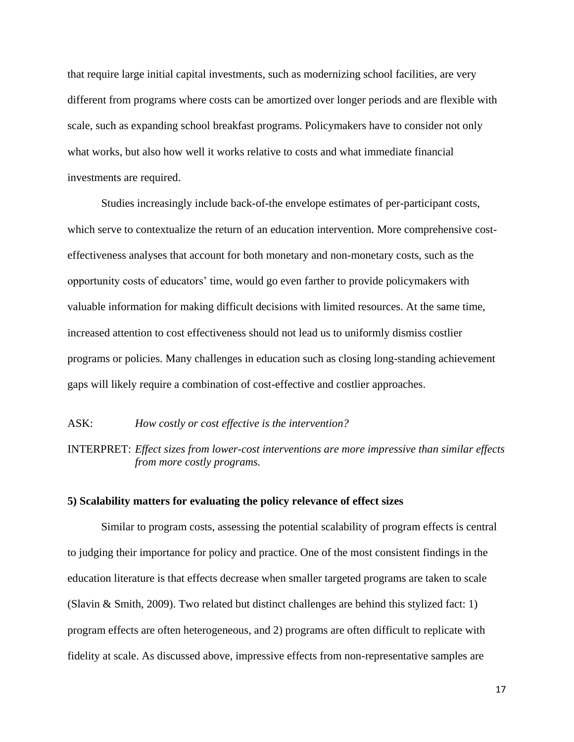that require large initial capital investments, such as modernizing school facilities, are very different from programs where costs can be amortized over longer periods and are flexible with scale, such as expanding school breakfast programs. Policymakers have to consider not only what works, but also how well it works relative to costs and what immediate financial investments are required.

Studies increasingly include back-of-the envelope estimates of per-participant costs, which serve to contextualize the return of an education intervention. More comprehensive cost-effectiveness analyses that account for both monetary and non-monetary costs, such as the opportunity costs of educators' time, would go even farther to provide policymakers with valuable information for making difficult decisions with limited resources. At the same time, increased attention to cost effectiveness should not lead us to uniformly dismiss costlier programs or policies. Many challenges in education such as closing long-standing achievement gaps will likely require a combination of cost-effective and costlier approaches.

ASK: *How costly or cost effective is the intervention?*

INTERPRET: *Effect sizes from lower-cost interventions are more impressive than similar effects from more costly programs.*

**5) Scalability matters for evaluating the policy relevance of effect sizes**

Similar to program costs, assessing the potential scalability of program effects is central to judging their importance for policy and practice. One of the most consistent findings in the education literature is that effects decrease when smaller targeted programs are taken to scale (Slavin & Smith, 2009). Two related but distinct challenges are behind this stylized fact: 1) program effects are often heterogeneous, and 2) programs are often difficult to replicate with fidelity at scale. As discussed above, impressive effects from non-representative samples are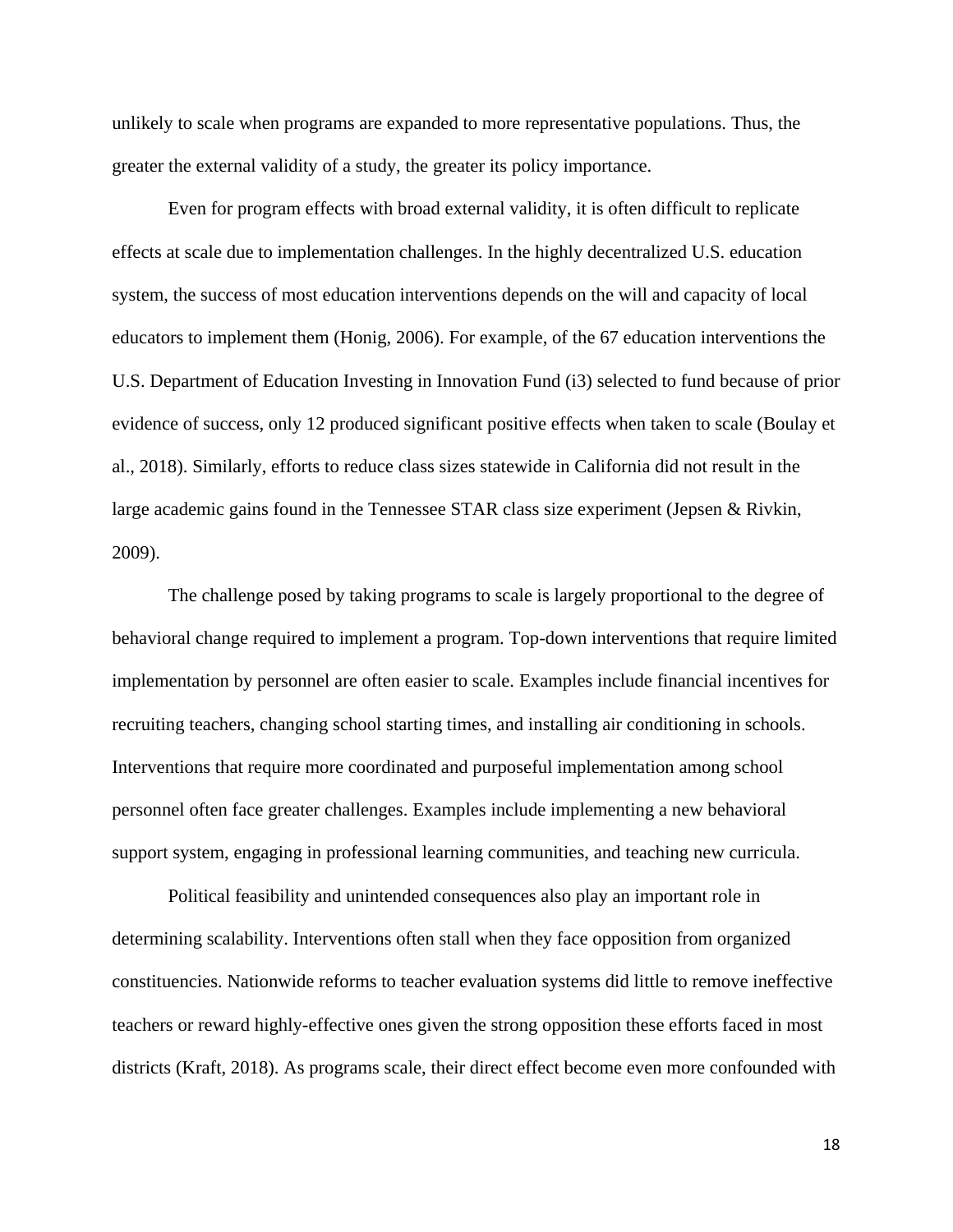unlikely to scale when programs are expanded to more representative populations. Thus, the greater the external validity of a study, the greater its policy importance.

Even for program effects with broad external validity, it is often difficult to replicate effects at scale due to implementation challenges. In the highly decentralized U.S. education system, the success of most education interventions depends on the will and capacity of local educators to implement them (Honig, 2006). For example, of the 67 education interventions the U.S. Department of Education Investing in Innovation Fund (i3) selected to fund because of prior evidence of success, only 12 produced significant positive effects when taken to scale (Boulay et al., 2018). Similarly, efforts to reduce class sizes statewide in California did not result in the large academic gains found in the Tennessee STAR class size experiment (Jepsen & Rivkin, 2009).

The challenge posed by taking programs to scale is largely proportional to the degree of behavioral change required to implement a program. Top-down interventions that require limited implementation by personnel are often easier to scale. Examples include financial incentives for recruiting teachers, changing school starting times, and installing air conditioning in schools. Interventions that require more coordinated and purposeful implementation among school personnel often face greater challenges. Examples include implementing a new behavioral support system, engaging in professional learning communities, and teaching new curricula.

Political feasibility and unintended consequences also play an important role in determining scalability. Interventions often stall when they face opposition from organized constituencies. Nationwide reforms to teacher evaluation systems did little to remove ineffective teachers or reward highly-effective ones given the strong opposition these efforts faced in most districts (Kraft, 2018). As programs scale, their direct effect become even more confounded with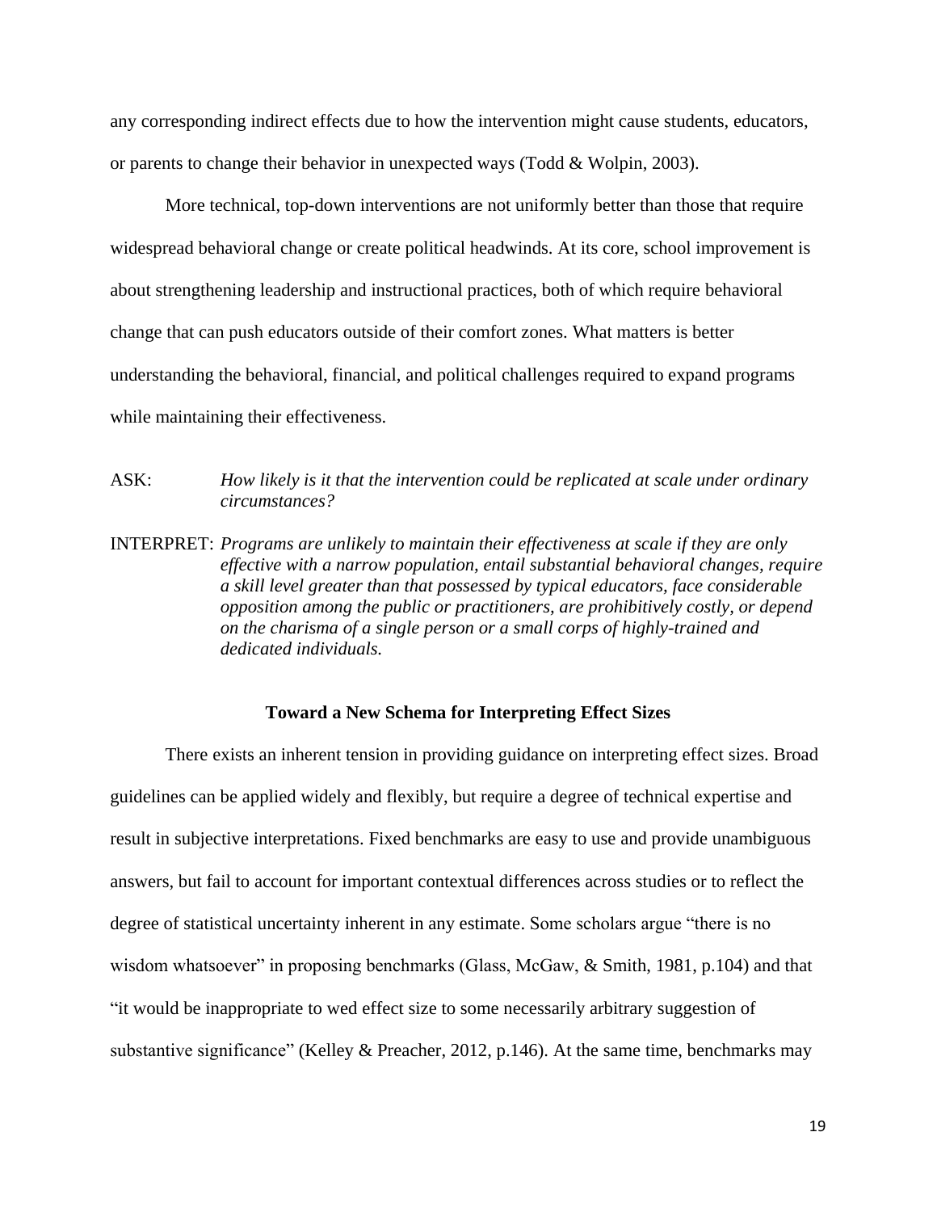any corresponding indirect effects due to how the intervention might cause students, educators, or parents to change their behavior in unexpected ways (Todd & Wolpin, 2003).

More technical, top-down interventions are not uniformly better than those that require widespread behavioral change or create political headwinds. At its core, school improvement is about strengthening leadership and instructional practices, both of which require behavioral change that can push educators outside of their comfort zones. What matters is better understanding the behavioral, financial, and political challenges required to expand programs while maintaining their effectiveness.

ASK: *How likely is it that the intervention could be replicated at scale under ordinary circumstances?*

INTERPRET: *Programs are unlikely to maintain their effectiveness at scale if they are only effective with a narrow population, entail substantial behavioral changes, require a skill level greater than that possessed by typical educators, face considerable opposition among the public or practitioners, are prohibitively costly, or depend on the charisma of a single person or a small corps of highly-trained and dedicated individuals.*

## Toward a New Schema for Interpreting Effect Sizes

There exists an inherent tension in providing guidance on interpreting effect sizes. Broad guidelines can be applied widely and flexibly, but require a degree of technical expertise and result in subjective interpretations. Fixed benchmarks are easy to use and provide unambiguous answers, but fail to account for important contextual differences across studies or to reflect the degree of statistical uncertainty inherent in any estimate. Some scholars argue "there is no wisdom whatsoever" in proposing benchmarks (Glass, McGaw, & Smith, 1981, p.104) and that "it would be inappropriate to wed effect size to some necessarily arbitrary suggestion of substantive significance" (Kelley & Preacher, 2012, p.146). At the same time, benchmarks may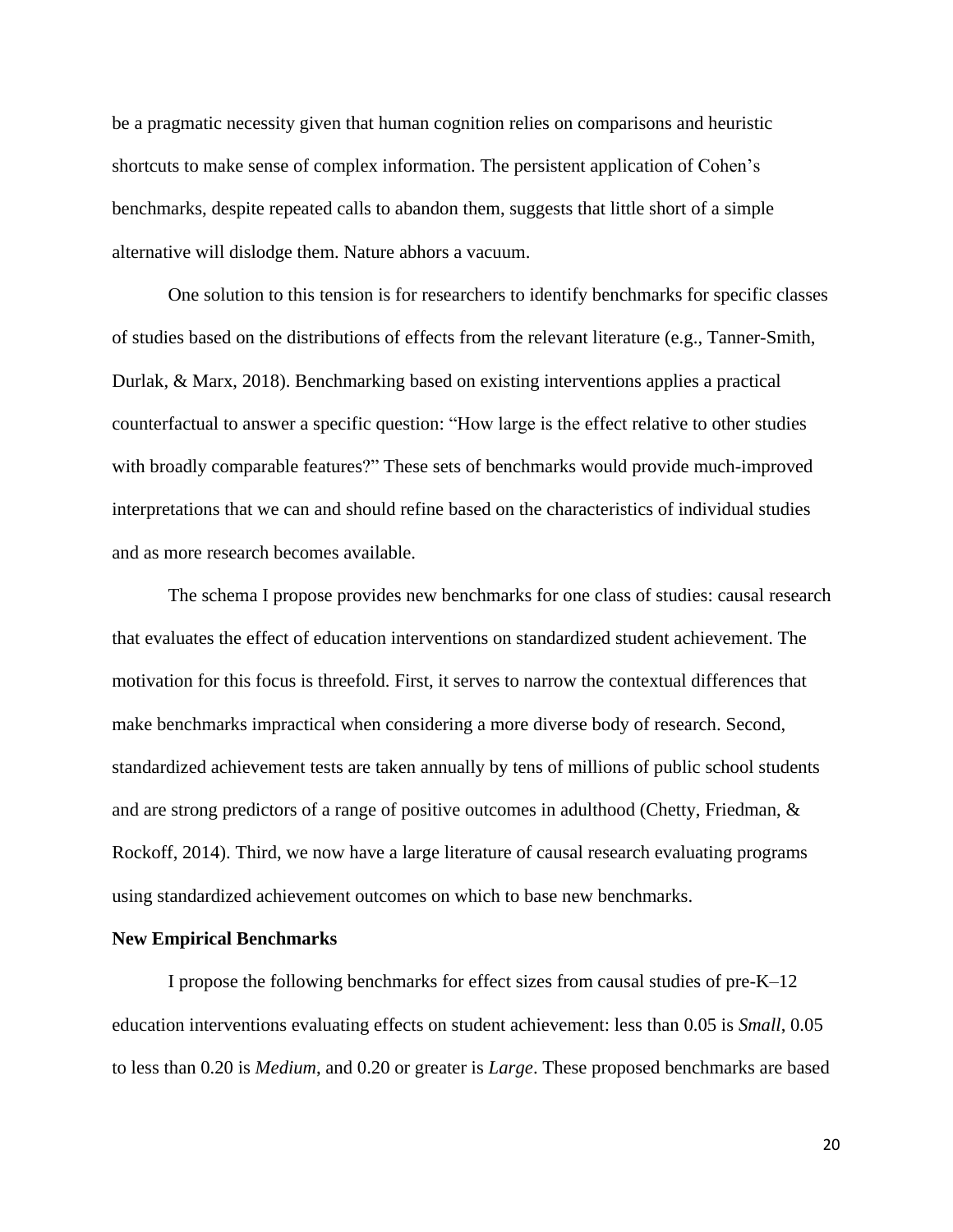be a pragmatic necessity given that human cognition relies on comparisons and heuristic shortcuts to make sense of complex information. The persistent application of Cohen's benchmarks, despite repeated calls to abandon them, suggests that little short of a simple alternative will dislodge them. Nature abhors a vacuum.

One solution to this tension is for researchers to identify benchmarks for specific classes of studies based on the distributions of effects from the relevant literature (e.g., Tanner-Smith, Durlak, & Marx, 2018). Benchmarking based on existing interventions applies a practical counterfactual to answer a specific question: "How large is the effect relative to other studies with broadly comparable features?" These sets of benchmarks would provide much-improved interpretations that we can and should refine based on the characteristics of individual studies and as more research becomes available.

The schema I propose provides new benchmarks for one class of studies: causal research that evaluates the effect of education interventions on standardized student achievement. The motivation for this focus is threefold. First, it serves to narrow the contextual differences that make benchmarks impractical when considering a more diverse body of research. Second, standardized achievement tests are taken annually by tens of millions of public school students and are strong predictors of a range of positive outcomes in adulthood (Chetty, Friedman, & Rockoff, 2014). Third, we now have a large literature of causal research evaluating programs using standardized achievement outcomes on which to base new benchmarks.

**New Empirical Benchmarks**

I propose the following benchmarks for effect sizes from causal studies of pre-K–12 education interventions evaluating effects on student achievement: less than 0.05 is *Small*, 0.05 to less than 0.20 is *Medium*, and 0.20 or greater is *Large*. These proposed benchmarks are based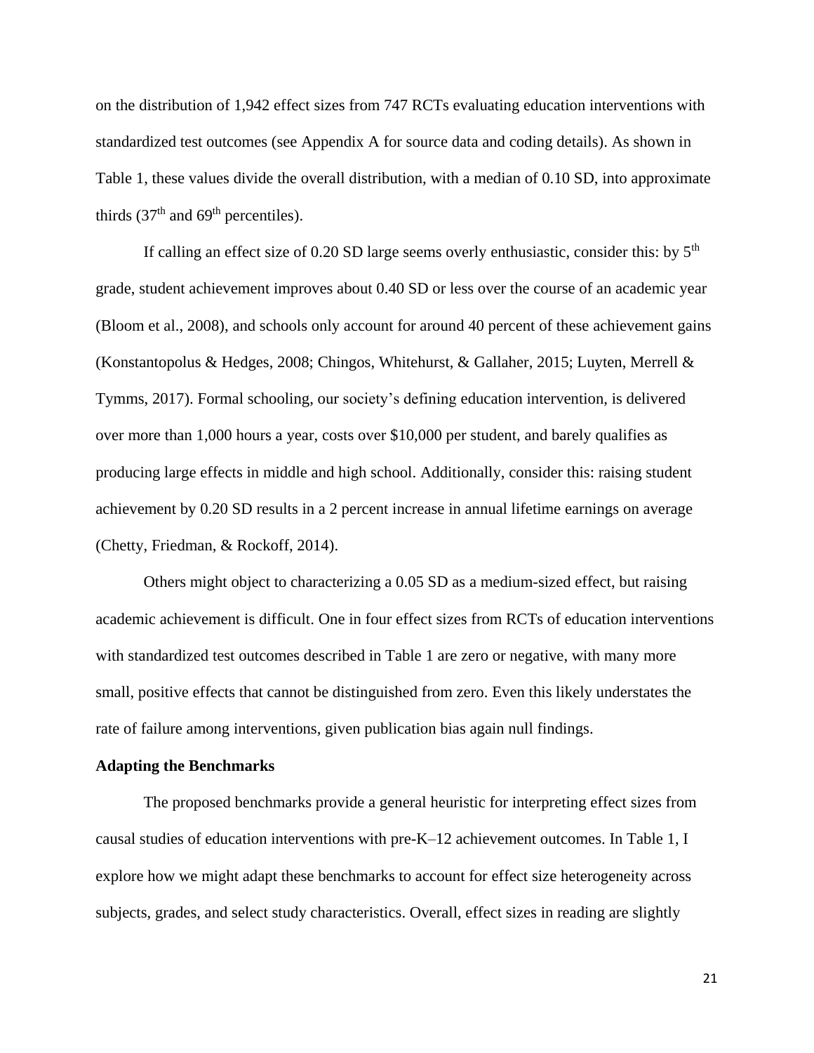on the distribution of 1,942 effect sizes from 747 RCTs evaluating education interventions with standardized test outcomes (see Appendix A for source data and coding details). As shown in Table 1, these values divide the overall distribution, with a median of 0.10 SD, into approximate thirds (37th and 69th percentiles).

If calling an effect size of 0.20 SD large seems overly enthusiastic, consider this: by 5th grade, student achievement improves about 0.40 SD or less over the course of an academic year (Bloom et al., 2008), and schools only account for around 40 percent of these achievement gains (Konstantopolus & Hedges, 2008; Chingos, Whitehurst, & Gallaher, 2015; Luyten, Merrell & Tymms, 2017). Formal schooling, our society's defining education intervention, is delivered over more than 1,000 hours a year, costs over $10,000 per student, and barely qualifies as producing large effects in middle and high school. Additionally, consider this: raising student achievement by 0.20 SD results in a 2 percent increase in annual lifetime earnings on average (Chetty, Friedman, & Rockoff, 2014).

Others might object to characterizing a 0.05 SD as a medium-sized effect, but raising academic achievement is difficult. One in four effect sizes from RCTs of education interventions with standardized test outcomes described in Table 1 are zero or negative, with many more small, positive effects that cannot be distinguished from zero. Even this likely understates the rate of failure among interventions, given publication bias again null findings.

**Adapting the Benchmarks**

The proposed benchmarks provide a general heuristic for interpreting effect sizes from causal studies of education interventions with pre-K–12 achievement outcomes. In Table 1, I explore how we might adapt these benchmarks to account for effect size heterogeneity across subjects, grades, and select study characteristics. Overall, effect sizes in reading are slightly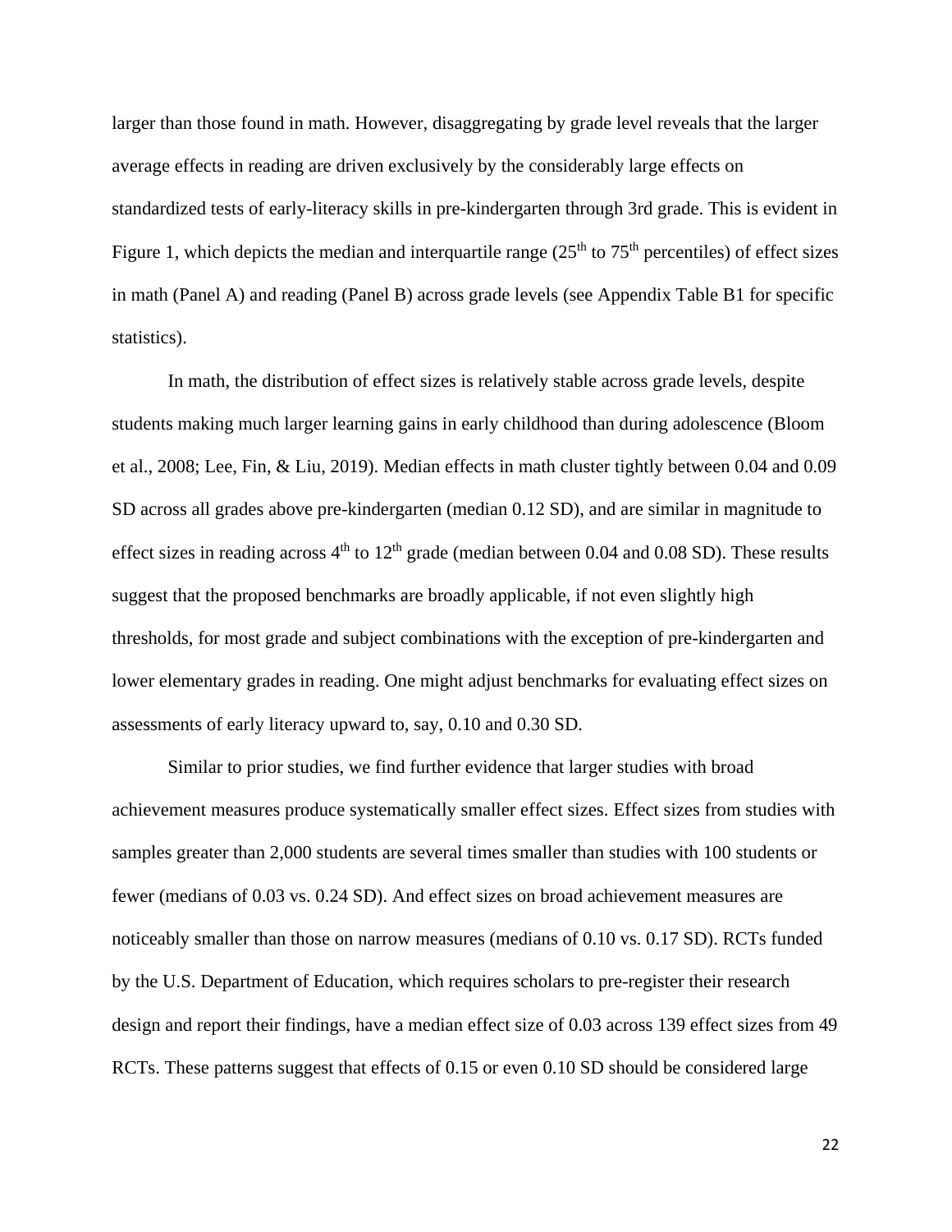larger than those found in math. However, disaggregating by grade level reveals that the larger average effects in reading are driven exclusively by the considerably large effects on standardized tests of early-literacy skills in pre-kindergarten through 3rd grade. This is evident in Figure 1, which depicts the median and interquartile range (25th to 75th percentiles) of effect sizes in math (Panel A) and reading (Panel B) across grade levels (see Appendix Table B1 for specific statistics).

In math, the distribution of effect sizes is relatively stable across grade levels, despite students making much larger learning gains in early childhood than during adolescence (Bloom et al., 2008; Lee, Fin, & Liu, 2019). Median effects in math cluster tightly between 0.04 and 0.09 SD across all grades above pre-kindergarten (median 0.12 SD), and are similar in magnitude to effect sizes in reading across 4th to 12th grade (median between 0.04 and 0.08 SD). These results suggest that the proposed benchmarks are broadly applicable, if not even slightly high thresholds, for most grade and subject combinations with the exception of pre-kindergarten and lower elementary grades in reading. One might adjust benchmarks for evaluating effect sizes on assessments of early literacy upward to, say, 0.10 and 0.30 SD.

Similar to prior studies, we find further evidence that larger studies with broad achievement measures produce systematically smaller effect sizes. Effect sizes from studies with samples greater than 2,000 students are several times smaller than studies with 100 students or fewer (medians of 0.03 vs. 0.24 SD). And effect sizes on broad achievement measures are noticeably smaller than those on narrow measures (medians of 0.10 vs. 0.17 SD). RCTs funded by the U.S. Department of Education, which requires scholars to pre-register their research design and report their findings, have a median effect size of 0.03 across 139 effect sizes from 49 RCTs. These patterns suggest that effects of 0.15 or even 0.10 SD should be considered large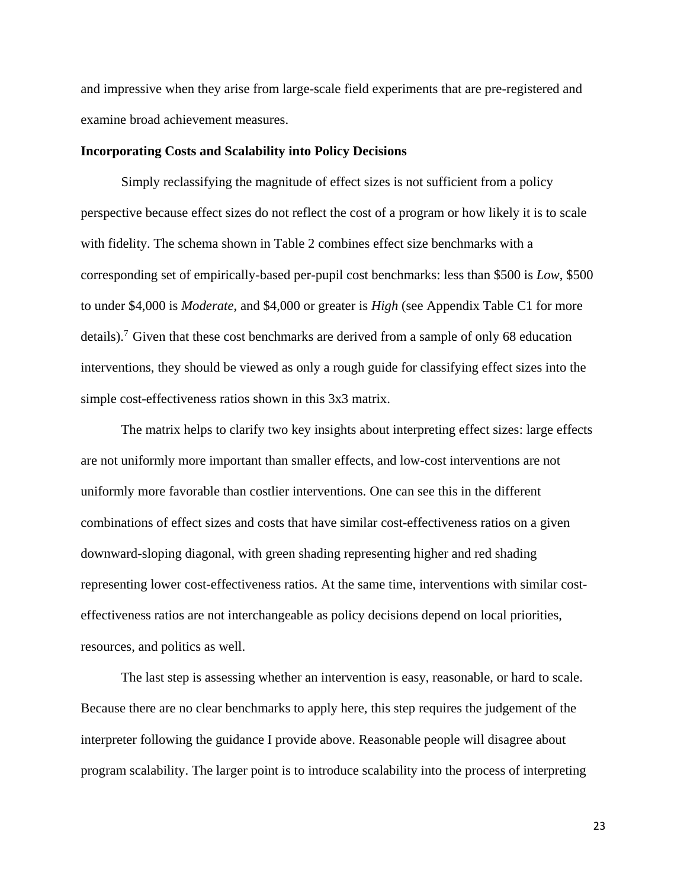and impressive when they arise from large-scale field experiments that are pre-registered and examine broad achievement measures.

**Incorporating Costs and Scalability into Policy Decisions**

Simply reclassifying the magnitude of effect sizes is not sufficient from a policy perspective because effect sizes do not reflect the cost of a program or how likely it is to scale with fidelity. The schema shown in Table 2 combines effect size benchmarks with a corresponding set of empirically-based per-pupil cost benchmarks: less than \$500 is *Low*, \$500 to under \$4,000 is *Moderate*, and \$4,000 or greater is *High* (see Appendix Table C1 for more details).[7] Given that these cost benchmarks are derived from a sample of only 68 education interventions, they should be viewed as only a rough guide for classifying effect sizes into the simple cost-effectiveness ratios shown in this 3x3 matrix.

The matrix helps to clarify two key insights about interpreting effect sizes: large effects are not uniformly more important than smaller effects, and low-cost interventions are not uniformly more favorable than costlier interventions. One can see this in the different combinations of effect sizes and costs that have similar cost-effectiveness ratios on a given downward-sloping diagonal, with green shading representing higher and red shading representing lower cost-effectiveness ratios. At the same time, interventions with similar cost-effectiveness ratios are not interchangeable as policy decisions depend on local priorities, resources, and politics as well.

The last step is assessing whether an intervention is easy, reasonable, or hard to scale. Because there are no clear benchmarks to apply here, this step requires the judgement of the interpreter following the guidance I provide above. Reasonable people will disagree about program scalability. The larger point is to introduce scalability into the process of interpreting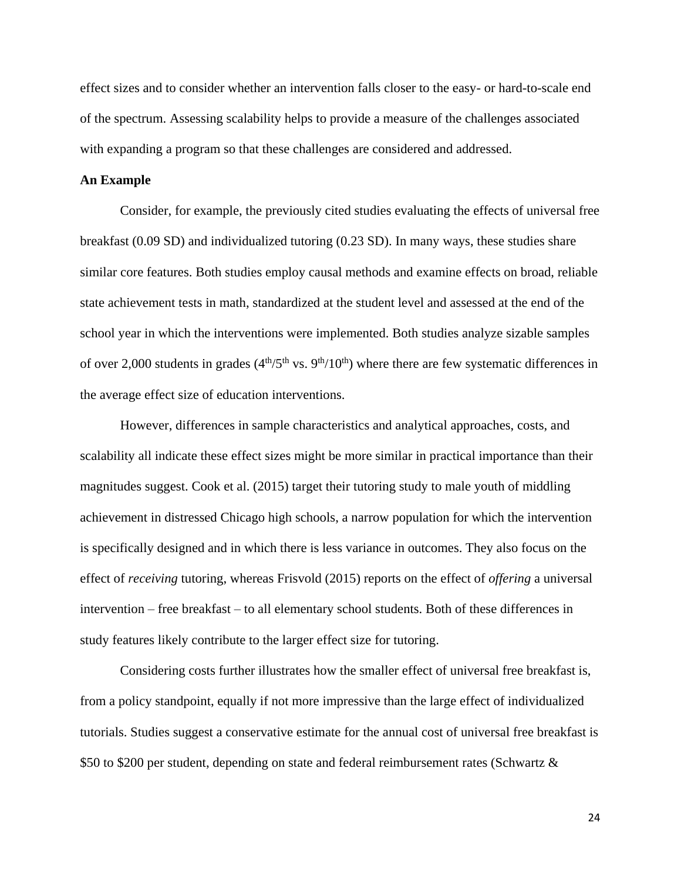effect sizes and to consider whether an intervention falls closer to the easy- or hard-to-scale end of the spectrum. Assessing scalability helps to provide a measure of the challenges associated with expanding a program so that these challenges are considered and addressed.

**An Example**

Consider, for example, the previously cited studies evaluating the effects of universal free breakfast (0.09 SD) and individualized tutoring (0.23 SD). In many ways, these studies share similar core features. Both studies employ causal methods and examine effects on broad, reliable state achievement tests in math, standardized at the student level and assessed at the end of the school year in which the interventions were implemented. Both studies analyze sizable samples of over 2,000 students in grades ($4^{th}/5^{th}$ vs. $9^{th}/10^{th}$) where there are few systematic differences in the average effect size of education interventions.

However, differences in sample characteristics and analytical approaches, costs, and scalability all indicate these effect sizes might be more similar in practical importance than their magnitudes suggest. Cook et al. (2015) target their tutoring study to male youth of middling achievement in distressed Chicago high schools, a narrow population for which the intervention is specifically designed and in which there is less variance in outcomes. They also focus on the effect of *receiving* tutoring, whereas Frisvold (2015) reports on the effect of *offering* a universal intervention – free breakfast – to all elementary school students. Both of these differences in study features likely contribute to the larger effect size for tutoring.

Considering costs further illustrates how the smaller effect of universal free breakfast is, from a policy standpoint, equally if not more impressive than the large effect of individualized tutorials. Studies suggest a conservative estimate for the annual cost of universal free breakfast is \$50 to \$200 per student, depending on state and federal reimbursement rates (Schwartz &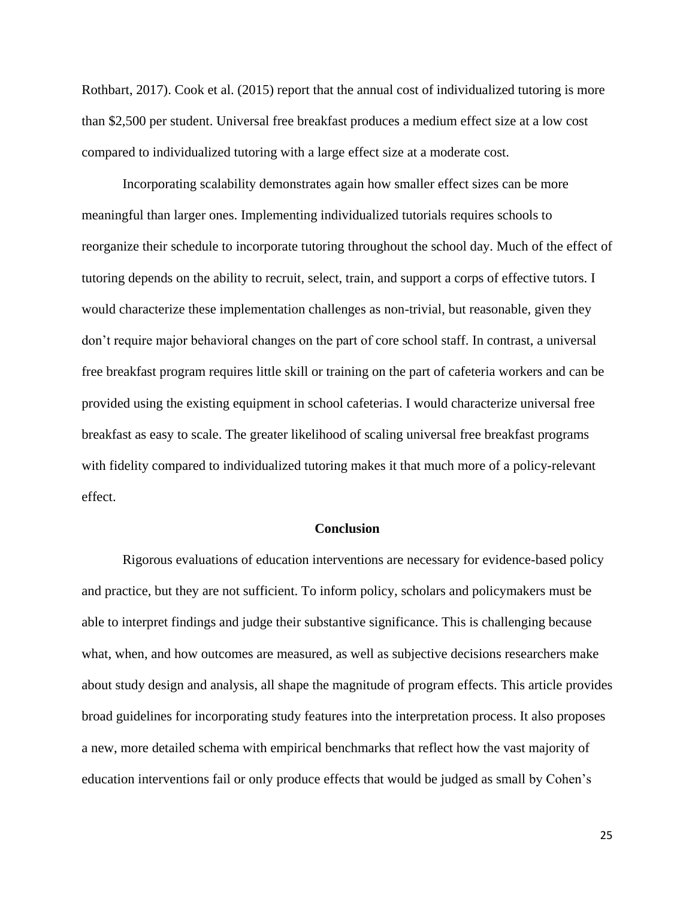Rothbart, 2017). Cook et al. (2015) report that the annual cost of individualized tutoring is more than $2,500 per student. Universal free breakfast produces a medium effect size at a low cost compared to individualized tutoring with a large effect size at a moderate cost.

Incorporating scalability demonstrates again how smaller effect sizes can be more meaningful than larger ones. Implementing individualized tutorials requires schools to reorganize their schedule to incorporate tutoring throughout the school day. Much of the effect of tutoring depends on the ability to recruit, select, train, and support a corps of effective tutors. I would characterize these implementation challenges as non-trivial, but reasonable, given they don't require major behavioral changes on the part of core school staff. In contrast, a universal free breakfast program requires little skill or training on the part of cafeteria workers and can be provided using the existing equipment in school cafeterias. I would characterize universal free breakfast as easy to scale. The greater likelihood of scaling universal free breakfast programs with fidelity compared to individualized tutoring makes it that much more of a policy-relevant effect.

## Conclusion

Rigorous evaluations of education interventions are necessary for evidence-based policy and practice, but they are not sufficient. To inform policy, scholars and policymakers must be able to interpret findings and judge their substantive significance. This is challenging because what, when, and how outcomes are measured, as well as subjective decisions researchers make about study design and analysis, all shape the magnitude of program effects. This article provides broad guidelines for incorporating study features into the interpretation process. It also proposes a new, more detailed schema with empirical benchmarks that reflect how the vast majority of education interventions fail or only produce effects that would be judged as small by Cohen's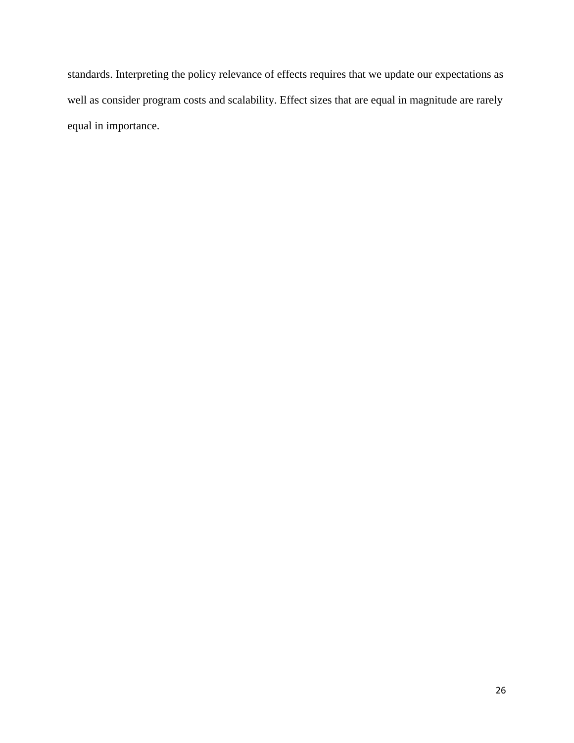standards. Interpreting the policy relevance of effects requires that we update our expectations as well as consider program costs and scalability. Effect sizes that are equal in magnitude are rarely equal in importance.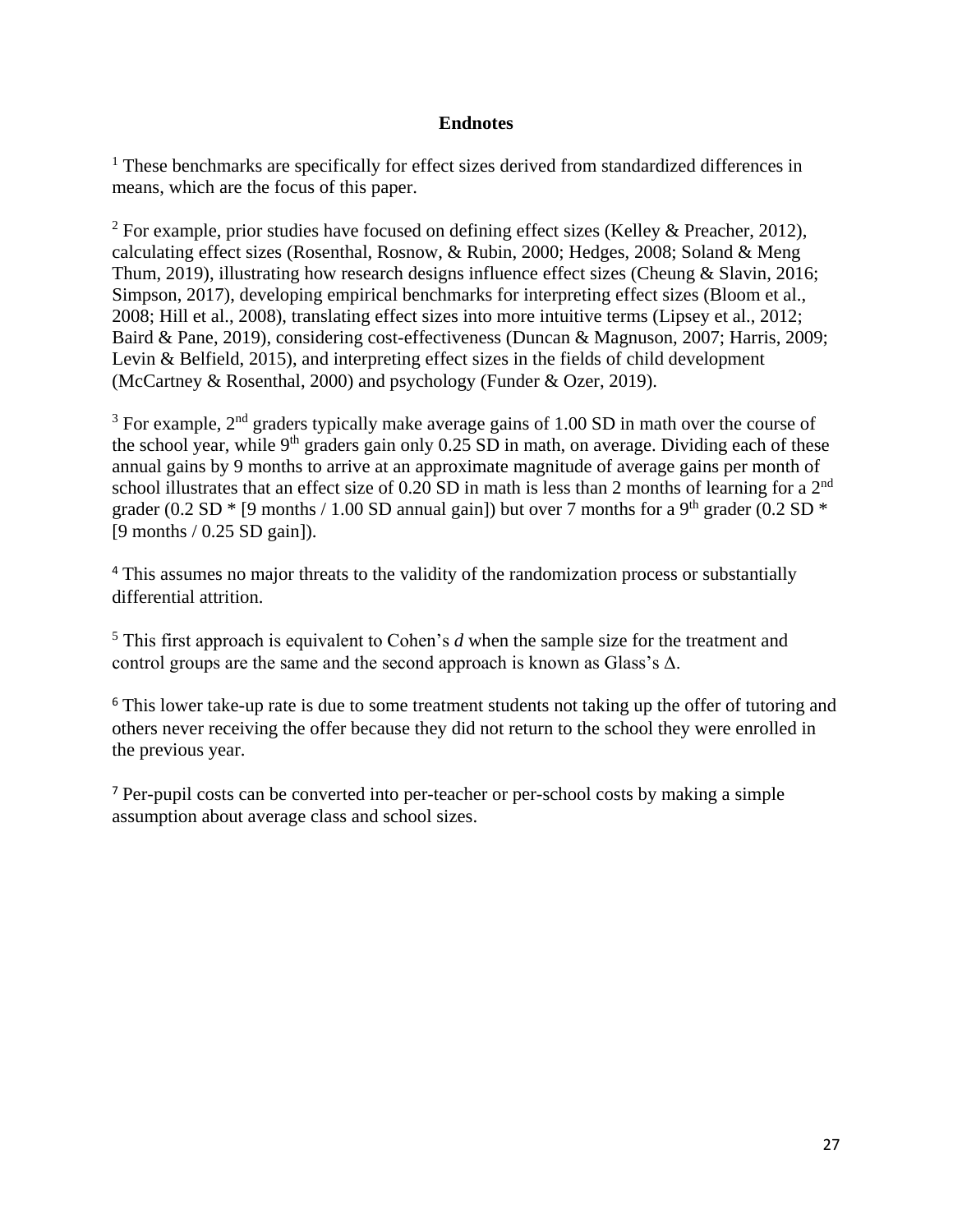**Endnotes**

[1] These benchmarks are specifically for effect sizes derived from standardized differences in means, which are the focus of this paper.

[2] For example, prior studies have focused on defining effect sizes (Kelley & Preacher, 2012), calculating effect sizes (Rosenthal, Rosnow, & Rubin, 2000; Hedges, 2008; Soland & Meng Thum, 2019), illustrating how research designs influence effect sizes (Cheung & Slavin, 2016; Simpson, 2017), developing empirical benchmarks for interpreting effect sizes (Bloom et al., 2008; Hill et al., 2008), translating effect sizes into more intuitive terms (Lipsey et al., 2012; Baird & Pane, 2019), considering cost-effectiveness (Duncan & Magnuson, 2007; Harris, 2009; Levin & Belfield, 2015), and interpreting effect sizes in the fields of child development (McCartney & Rosenthal, 2000) and psychology (Funder & Ozer, 2019).

[3] For example, 2nd graders typically make average gains of 1.00 SD in math over the course of the school year, while 9th graders gain only 0.25 SD in math, on average. Dividing each of these annual gains by 9 months to arrive at an approximate magnitude of average gains per month of school illustrates that an effect size of 0.20 SD in math is less than 2 months of learning for a 2nd grader (0.2 SD * [9 months / 1.00 SD annual gain]) but over 7 months for a 9th grader (0.2 SD * [9 months / 0.25 SD gain]).

[4] This assumes no major threats to the validity of the randomization process or substantially differential attrition.

[5] This first approach is equivalent to Cohen's *d* when the sample size for the treatment and control groups are the same and the second approach is known as Glass's $\Delta$.

[6] This lower take-up rate is due to some treatment students not taking up the offer of tutoring and others never receiving the offer because they did not return to the school they were enrolled in the previous year.

[7] Per-pupil costs can be converted into per-teacher or per-school costs by making a simple assumption about average class and school sizes.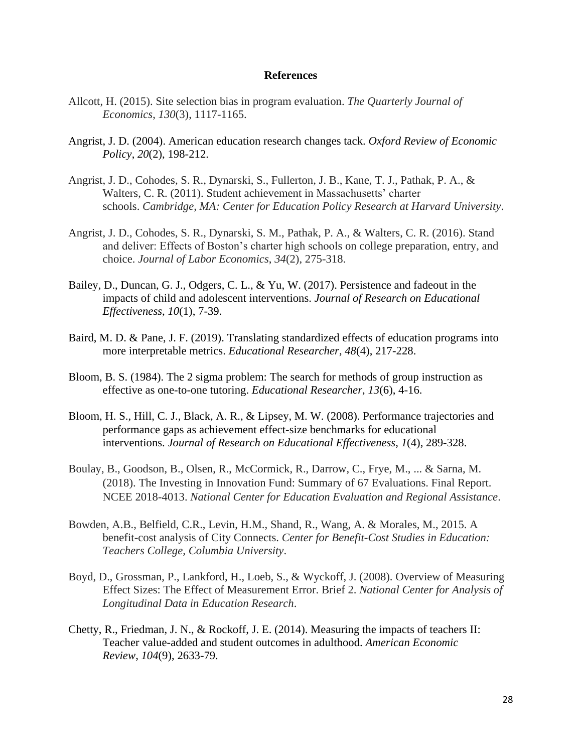# References

Allcott, H. (2015). Site selection bias in program evaluation. *The Quarterly Journal of Economics*, *130*(3), 1117-1165.

Angrist, J. D. (2004). American education research changes tack. *Oxford Review of Economic Policy*, *20*(2), 198-212.

Angrist, J. D., Cohodes, S. R., Dynarski, S., Fullerton, J. B., Kane, T. J., Pathak, P. A., & Walters, C. R. (2011). Student achievement in Massachusetts' charter schools. *Cambridge, MA: Center for Education Policy Research at Harvard University*.

Angrist, J. D., Cohodes, S. R., Dynarski, S. M., Pathak, P. A., & Walters, C. R. (2016). Stand and deliver: Effects of Boston's charter high schools on college preparation, entry, and choice. *Journal of Labor Economics*, *34*(2), 275-318.

Bailey, D., Duncan, G. J., Odgers, C. L., & Yu, W. (2017). Persistence and fadeout in the impacts of child and adolescent interventions. *Journal of Research on Educational Effectiveness*, *10*(1), 7-39.

Baird, M. D. & Pane, J. F. (2019). Translating standardized effects of education programs into more interpretable metrics. *Educational Researcher, 48*(4), 217-228.

Bloom, B. S. (1984). The 2 sigma problem: The search for methods of group instruction as effective as one-to-one tutoring. *Educational Researcher*, *13*(6), 4-16.

Bloom, H. S., Hill, C. J., Black, A. R., & Lipsey, M. W. (2008). Performance trajectories and performance gaps as achievement effect-size benchmarks for educational interventions. *Journal of Research on Educational Effectiveness*, *1*(4), 289-328.

Boulay, B., Goodson, B., Olsen, R., McCormick, R., Darrow, C., Frye, M., ... & Sarna, M. (2018). The Investing in Innovation Fund: Summary of 67 Evaluations. Final Report. NCEE 2018-4013. *National Center for Education Evaluation and Regional Assistance*.

Bowden, A.B., Belfield, C.R., Levin, H.M., Shand, R., Wang, A. & Morales, M., 2015. A benefit-cost analysis of City Connects. *Center for Benefit-Cost Studies in Education: Teachers College, Columbia University*.

Boyd, D., Grossman, P., Lankford, H., Loeb, S., & Wyckoff, J. (2008). Overview of Measuring Effect Sizes: The Effect of Measurement Error. Brief 2. *National Center for Analysis of Longitudinal Data in Education Research*.

Chetty, R., Friedman, J. N., & Rockoff, J. E. (2014). Measuring the impacts of teachers II: Teacher value-added and student outcomes in adulthood. *American Economic Review*, *104*(9), 2633-79.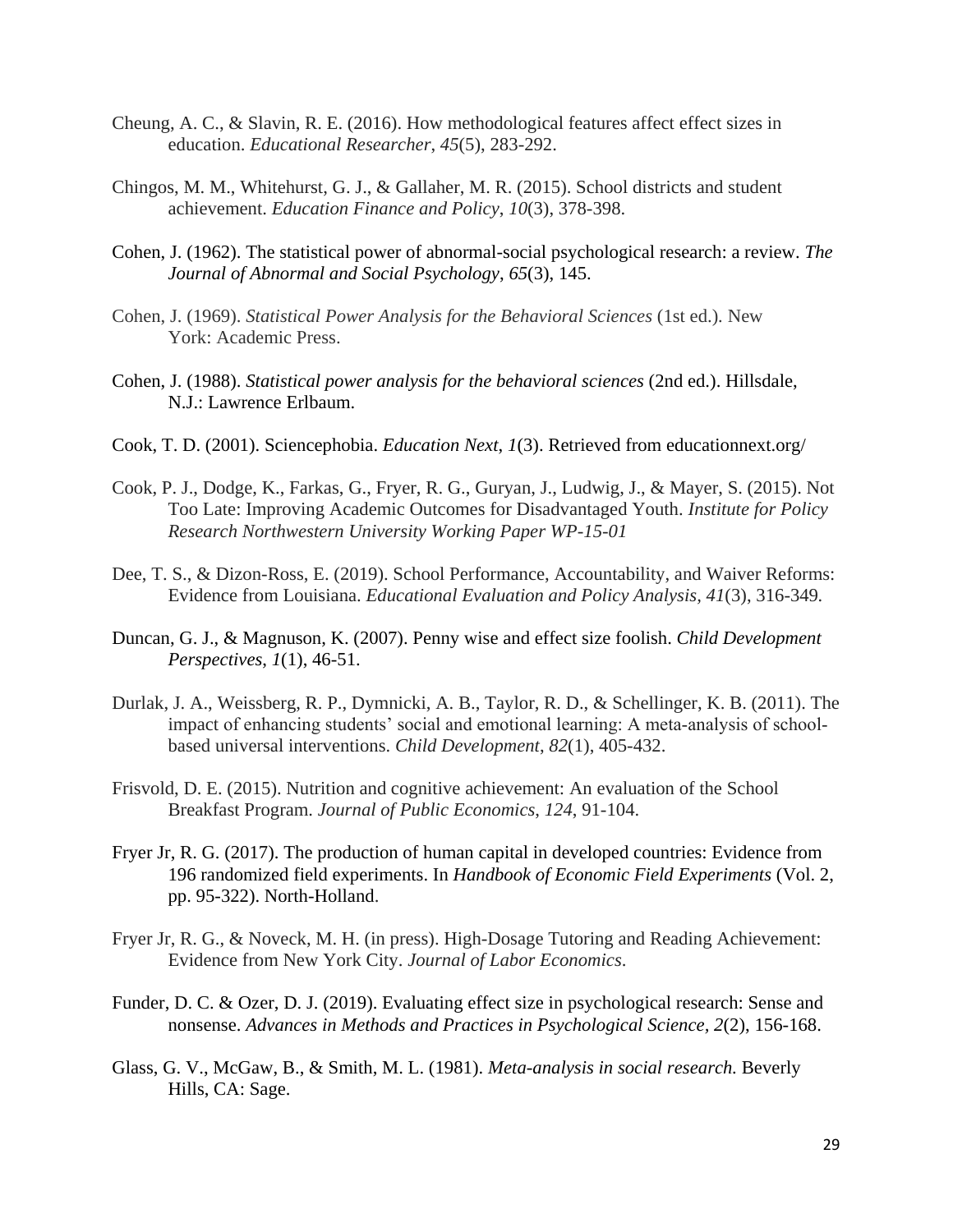Cheung, A. C., & Slavin, R. E. (2016). How methodological features affect effect sizes in education. *Educational Researcher*, *45*(5), 283-292.

Chingos, M. M., Whitehurst, G. J., & Gallaher, M. R. (2015). School districts and student achievement. *Education Finance and Policy*, *10*(3), 378-398.

Cohen, J. (1962). The statistical power of abnormal-social psychological research: a review. *The Journal of Abnormal and Social Psychology*, *65*(3), 145.

Cohen, J. (1969). *Statistical Power Analysis for the Behavioral Sciences* (1st ed.). New York: Academic Press.

Cohen, J. (1988). *Statistical power analysis for the behavioral sciences* (2nd ed.). Hillsdale, N.J.: Lawrence Erlbaum.

Cook, T. D. (2001). Sciencephobia. *Education Next*, *1*(3). Retrieved from educationnext.org/

Cook, P. J., Dodge, K., Farkas, G., Fryer, R. G., Guryan, J., Ludwig, J., & Mayer, S. (2015). Not Too Late: Improving Academic Outcomes for Disadvantaged Youth. *Institute for Policy Research Northwestern University Working Paper WP-15-01*

Dee, T. S., & Dizon-Ross, E. (2019). School Performance, Accountability, and Waiver Reforms: Evidence from Louisiana. *Educational Evaluation and Policy Analysis*, *41*(3), 316-349.

Duncan, G. J., & Magnuson, K. (2007). Penny wise and effect size foolish. *Child Development Perspectives*, *1*(1), 46-51.

Durlak, J. A., Weissberg, R. P., Dymnicki, A. B., Taylor, R. D., & Schellinger, K. B. (2011). The impact of enhancing students' social and emotional learning: A meta‐analysis of school‐based universal interventions. *Child Development*, *82*(1), 405-432.

Frisvold, D. E. (2015). Nutrition and cognitive achievement: An evaluation of the School Breakfast Program. *Journal of Public Economics*, *124*, 91-104.

Fryer Jr, R. G. (2017). The production of human capital in developed countries: Evidence from 196 randomized field experiments. In *Handbook of Economic Field Experiments* (Vol. 2, pp. 95-322). North-Holland.

Fryer Jr, R. G., & Noveck, M. H. (in press). High-Dosage Tutoring and Reading Achievement: Evidence from New York City. *Journal of Labor Economics*.

Funder, D. C. & Ozer, D. J. (2019). Evaluating effect size in psychological research: Sense and nonsense. *Advances in Methods and Practices in Psychological Science, 2*(2), 156-168.

Glass, G. V., McGaw, B., & Smith, M. L. (1981). *Meta-analysis in social research.* Beverly Hills, CA: Sage.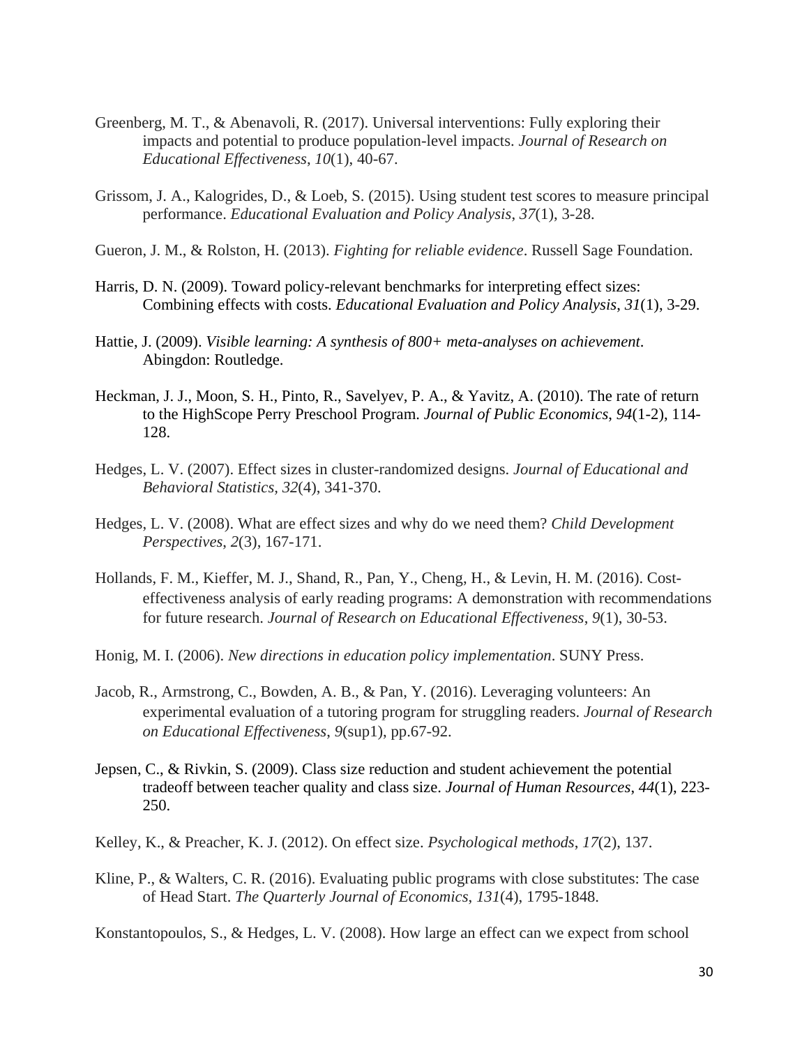Greenberg, M. T., & Abenavoli, R. (2017). Universal interventions: Fully exploring their impacts and potential to produce population-level impacts. *Journal of Research on Educational Effectiveness*, *10*(1), 40-67.

Grissom, J. A., Kalogrides, D., & Loeb, S. (2015). Using student test scores to measure principal performance. *Educational Evaluation and Policy Analysis*, *37*(1), 3-28.

Gueron, J. M., & Rolston, H. (2013). *Fighting for reliable evidence*. Russell Sage Foundation.

Harris, D. N. (2009). Toward policy-relevant benchmarks for interpreting effect sizes: Combining effects with costs. *Educational Evaluation and Policy Analysis*, *31*(1), 3-29.

Hattie, J. (2009). *Visible learning: A synthesis of 800+ meta-analyses on achievement*. Abingdon: Routledge.

Heckman, J. J., Moon, S. H., Pinto, R., Savelyev, P. A., & Yavitz, A. (2010). The rate of return to the HighScope Perry Preschool Program. *Journal of Public Economics*, *94*(1-2), 114-128.

Hedges, L. V. (2007). Effect sizes in cluster-randomized designs. *Journal of Educational and Behavioral Statistics, 32*(4), 341-370.

Hedges, L. V. (2008). What are effect sizes and why do we need them? *Child Development Perspectives*, *2*(3), 167-171.

Hollands, F. M., Kieffer, M. J., Shand, R., Pan, Y., Cheng, H., & Levin, H. M. (2016). Cost-effectiveness analysis of early reading programs: A demonstration with recommendations for future research. *Journal of Research on Educational Effectiveness*, *9*(1), 30-53.

Honig, M. I. (2006). *New directions in education policy implementation*. SUNY Press.

Jacob, R., Armstrong, C., Bowden, A. B., & Pan, Y. (2016). Leveraging volunteers: An experimental evaluation of a tutoring program for struggling readers. *Journal of Research on Educational Effectiveness*, *9*(sup1), pp.67-92.

Jepsen, C., & Rivkin, S. (2009). Class size reduction and student achievement the potential tradeoff between teacher quality and class size. *Journal of Human Resources*, *44*(1), 223-250.

Kelley, K., & Preacher, K. J. (2012). On effect size. *Psychological methods*, *17*(2), 137.

Kline, P., & Walters, C. R. (2016). Evaluating public programs with close substitutes: The case of Head Start. *The Quarterly Journal of Economics*, *131*(4), 1795-1848.

Konstantopoulos, S., & Hedges, L. V. (2008). How large an effect can we expect from school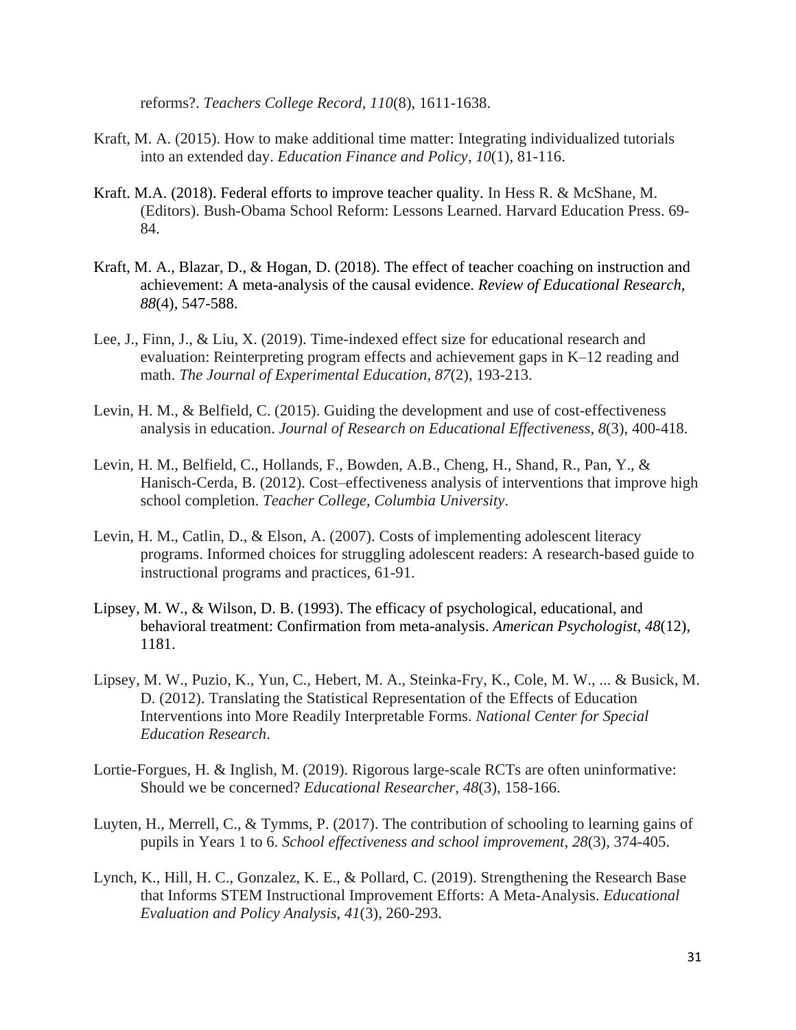reforms?. *Teachers College Record*, *110*(8), 1611-1638.

Kraft, M. A. (2015). How to make additional time matter: Integrating individualized tutorials into an extended day. *Education Finance and Policy*, *10*(1), 81-116.

Kraft. M.A. (2018). Federal efforts to improve teacher quality. In Hess R. & McShane, M. (Editors). Bush-Obama School Reform: Lessons Learned. Harvard Education Press. 69-84.

Kraft, M. A., Blazar, D., & Hogan, D. (2018). The effect of teacher coaching on instruction and achievement: A meta-analysis of the causal evidence. *Review of Educational Research*, *88*(4), 547-588.

Lee, J., Finn, J., & Liu, X. (2019). Time-indexed effect size for educational research and evaluation: Reinterpreting program effects and achievement gaps in K–12 reading and math. *The Journal of Experimental Education*, *87*(2), 193-213.

Levin, H. M., & Belfield, C. (2015). Guiding the development and use of cost-effectiveness analysis in education. *Journal of Research on Educational Effectiveness*, *8*(3), 400-418.

Levin, H. M., Belfield, C., Hollands, F., Bowden, A.B., Cheng, H., Shand, R., Pan, Y., & Hanisch-Cerda, B. (2012). Cost–effectiveness analysis of interventions that improve high school completion. *Teacher College, Columbia University*.

Levin, H. M., Catlin, D., & Elson, A. (2007). Costs of implementing adolescent literacy programs. Informed choices for struggling adolescent readers: A research-based guide to instructional programs and practices, 61-91.

Lipsey, M. W., & Wilson, D. B. (1993). The efficacy of psychological, educational, and behavioral treatment: Confirmation from meta-analysis. *American Psychologist*, *48*(12), 1181.

Lipsey, M. W., Puzio, K., Yun, C., Hebert, M. A., Steinka-Fry, K., Cole, M. W., ... & Busick, M. D. (2012). Translating the Statistical Representation of the Effects of Education Interventions into More Readily Interpretable Forms. *National Center for Special Education Research*.

Lortie-Forgues, H. & Inglish, M. (2019). Rigorous large-scale RCTs are often uninformative: Should we be concerned? *Educational Researcher, 48*(3), 158-166.

Luyten, H., Merrell, C., & Tymms, P. (2017). The contribution of schooling to learning gains of pupils in Years 1 to 6. *School effectiveness and school improvement*, *28*(3), 374-405.

Lynch, K., Hill, H. C., Gonzalez, K. E., & Pollard, C. (2019). Strengthening the Research Base that Informs STEM Instructional Improvement Efforts: A Meta-Analysis. *Educational Evaluation and Policy Analysis*, *41*(3), 260-293.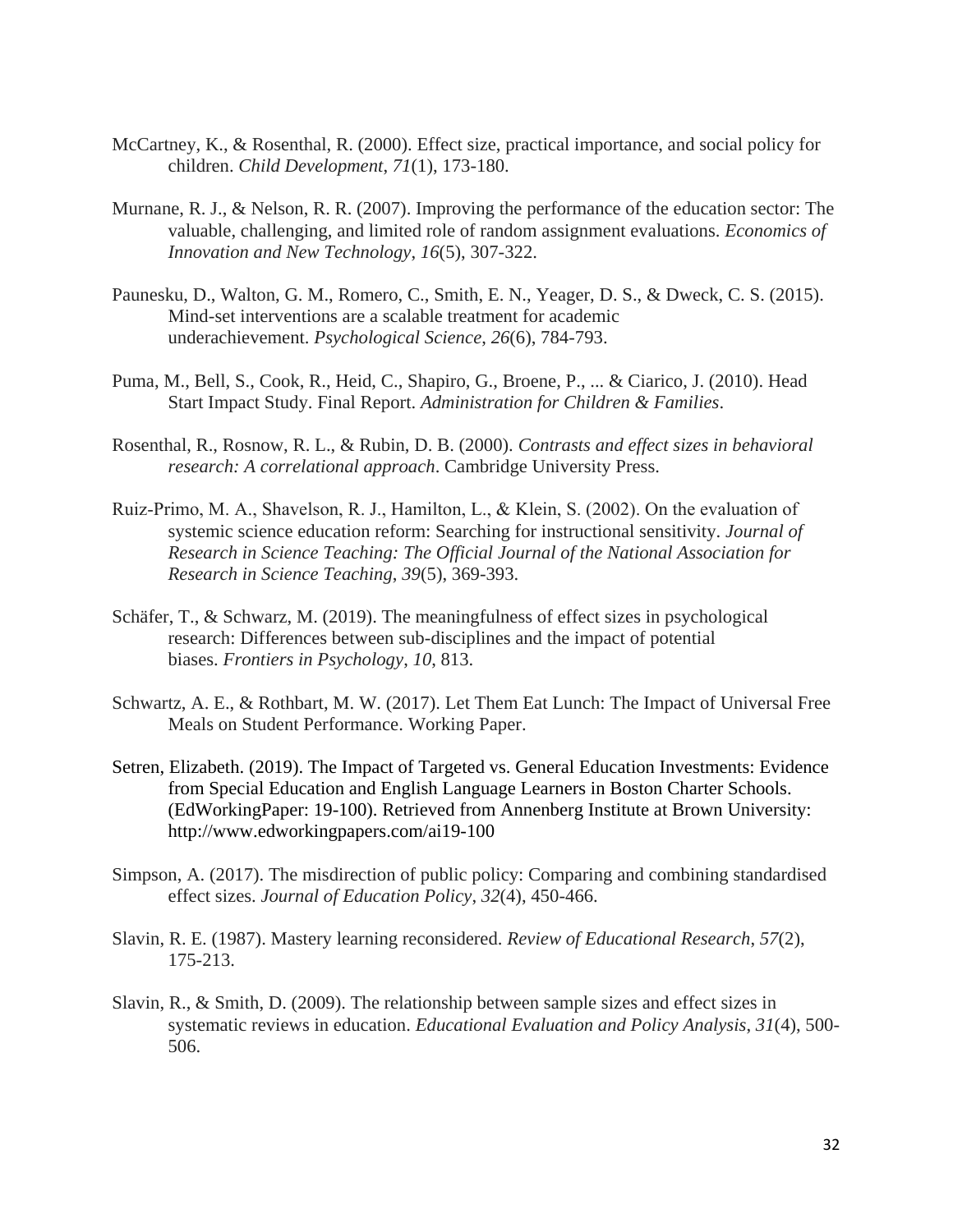McCartney, K., & Rosenthal, R. (2000). Effect size, practical importance, and social policy for children. *Child Development*, *71*(1), 173-180.

Murnane, R. J., & Nelson, R. R. (2007). Improving the performance of the education sector: The valuable, challenging, and limited role of random assignment evaluations. *Economics of Innovation and New Technology*, *16*(5), 307-322.

Paunesku, D., Walton, G. M., Romero, C., Smith, E. N., Yeager, D. S., & Dweck, C. S. (2015). Mind-set interventions are a scalable treatment for academic underachievement. *Psychological Science*, *26*(6), 784-793.

Puma, M., Bell, S., Cook, R., Heid, C., Shapiro, G., Broene, P., ... & Ciarico, J. (2010). Head Start Impact Study. Final Report. *Administration for Children & Families*.

Rosenthal, R., Rosnow, R. L., & Rubin, D. B. (2000). *Contrasts and effect sizes in behavioral research: A correlational approach*. Cambridge University Press.

Ruiz-Primo, M. A., Shavelson, R. J., Hamilton, L., & Klein, S. (2002). On the evaluation of systemic science education reform: Searching for instructional sensitivity. *Journal of Research in Science Teaching: The Official Journal of the National Association for Research in Science Teaching*, *39*(5), 369-393.

Schäfer, T., & Schwarz, M. (2019). The meaningfulness of effect sizes in psychological research: Differences between sub-disciplines and the impact of potential biases. *Frontiers in Psychology*, *10*, 813.

Schwartz, A. E., & Rothbart, M. W. (2017). Let Them Eat Lunch: The Impact of Universal Free Meals on Student Performance. Working Paper.

Setren, Elizabeth. (2019). The Impact of Targeted vs. General Education Investments: Evidence from Special Education and English Language Learners in Boston Charter Schools. (EdWorkingPaper: 19-100). Retrieved from Annenberg Institute at Brown University: http://www.edworkingpapers.com/ai19-100

Simpson, A. (2017). The misdirection of public policy: Comparing and combining standardised effect sizes. *Journal of Education Policy*, *32*(4), 450-466.

Slavin, R. E. (1987). Mastery learning reconsidered. *Review of Educational Research*, *57*(2), 175-213.

Slavin, R., & Smith, D. (2009). The relationship between sample sizes and effect sizes in systematic reviews in education. *Educational Evaluation and Policy Analysis*, *31*(4), 500-506.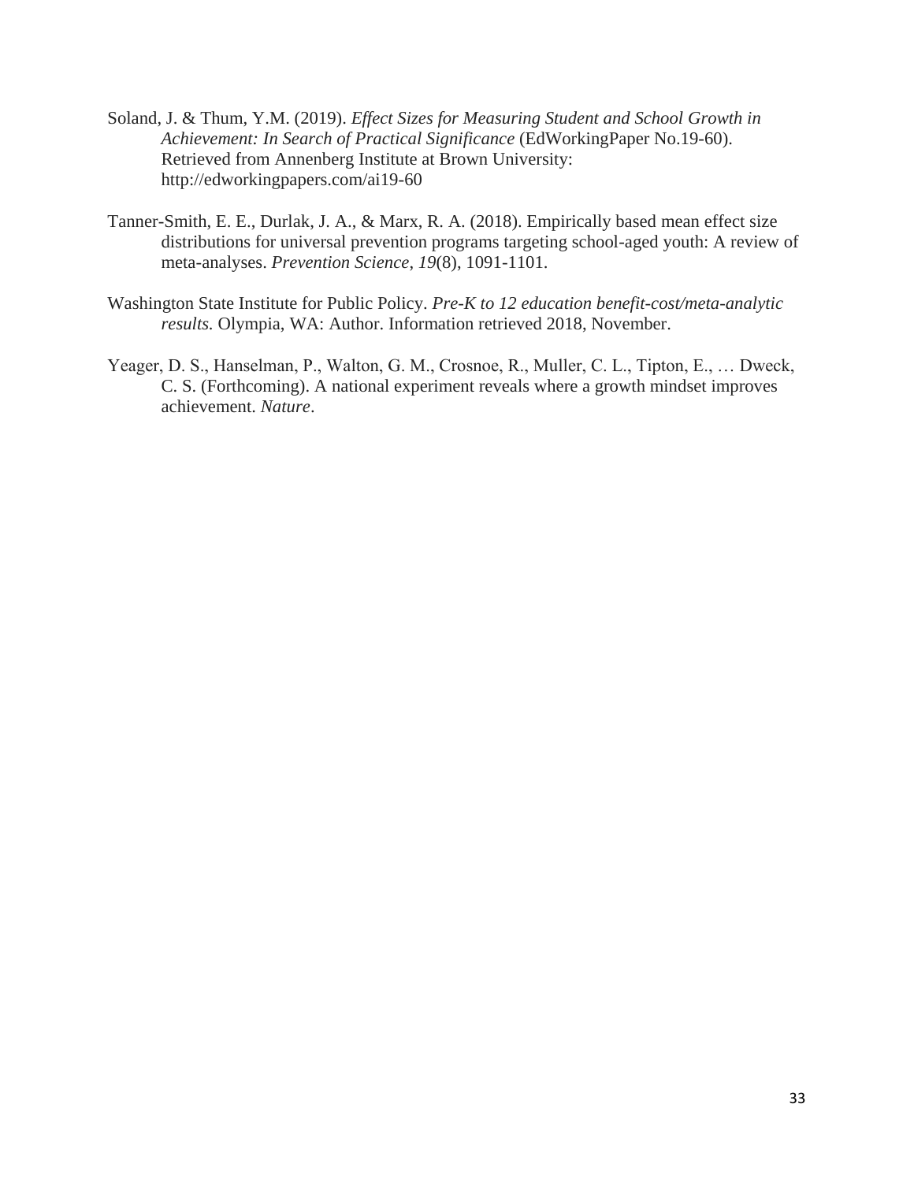Soland, J. & Thum, Y.M. (2019). *Effect Sizes for Measuring Student and School Growth in Achievement: In Search of Practical Significance* (EdWorkingPaper No.19-60). Retrieved from Annenberg Institute at Brown University: http://edworkingpapers.com/ai19-60

Tanner-Smith, E. E., Durlak, J. A., & Marx, R. A. (2018). Empirically based mean effect size distributions for universal prevention programs targeting school-aged youth: A review of meta-analyses. *Prevention Science*, *19*(8), 1091-1101.

Washington State Institute for Public Policy. *Pre-K to 12 education benefit-cost/meta-analytic results.* Olympia, WA: Author. Information retrieved 2018, November.

Yeager, D. S., Hanselman, P., Walton, G. M., Crosnoe, R., Muller, C. L., Tipton, E., … Dweck, C. S. (Forthcoming). A national experiment reveals where a growth mindset improves achievement. *Nature*.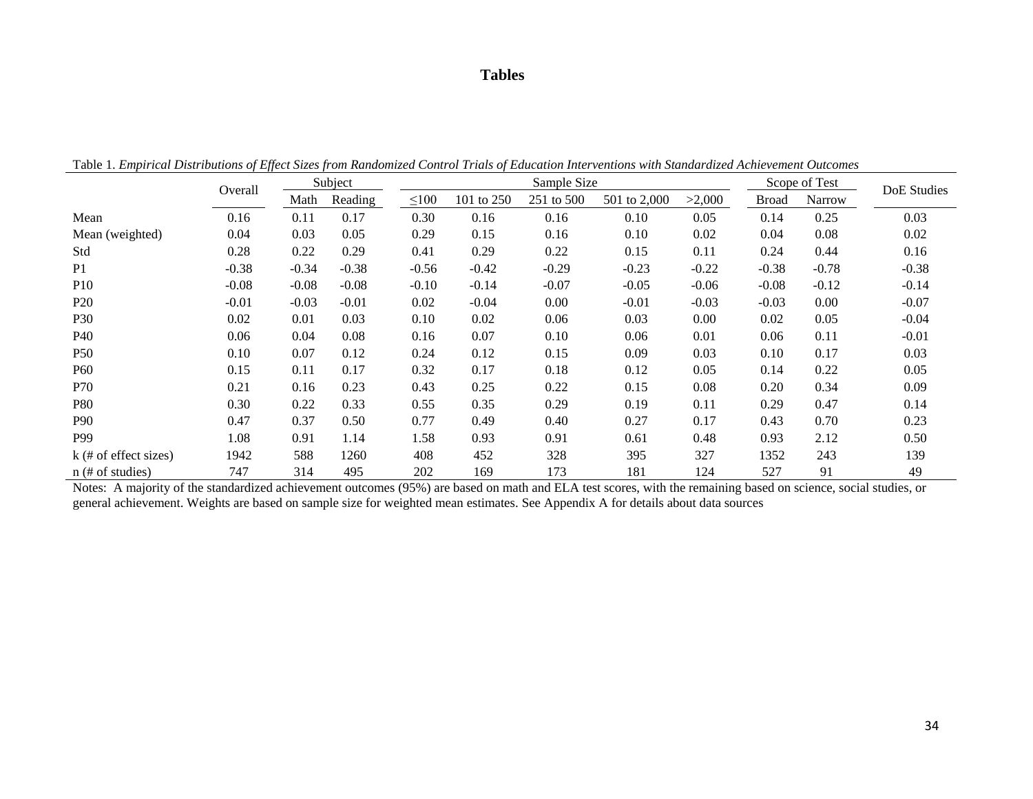# Tables

Table 1. *Empirical Distributions of Effect Sizes from Randomized Control Trials of Education Interventions with Standardized Achievement Outcomes*

| | Overall | Subject | | Sample Size | | | | | Scope of Test | | DoE Studies |
|---|---|---|---|---|---|---|---|---|---|---|---|
| | | Math | Reading | ≤100 | 101 to 250 | 251 to 500 | 501 to 2,000 | >2,000 | Broad | Narrow | |
| Mean | 0.16 | 0.11 | 0.17 | 0.30 | 0.16 | 0.16 | 0.10 | 0.05 | 0.14 | 0.25 | 0.03 |
| Mean (weighted) | 0.04 | 0.03 | 0.05 | 0.29 | 0.15 | 0.16 | 0.10 | 0.02 | 0.04 | 0.08 | 0.02 |
| Std | 0.28 | 0.22 | 0.29 | 0.41 | 0.29 | 0.22 | 0.15 | 0.11 | 0.24 | 0.44 | 0.16 |
| P1 | -0.38 | -0.34 | -0.38 | -0.56 | -0.42 | -0.29 | -0.23 | -0.22 | -0.38 | -0.78 | -0.38 |
| P10 | -0.08 | -0.08 | -0.08 | -0.10 | -0.14 | -0.07 | -0.05 | -0.06 | -0.08 | -0.12 | -0.14 |
| P20 | -0.01 | -0.03 | -0.01 | 0.02 | -0.04 | 0.00 | -0.01 | -0.03 | -0.03 | 0.00 | -0.07 |
| P30 | 0.02 | 0.01 | 0.03 | 0.10 | 0.02 | 0.06 | 0.03 | 0.00 | 0.02 | 0.05 | -0.04 |
| P40 | 0.06 | 0.04 | 0.08 | 0.16 | 0.07 | 0.10 | 0.06 | 0.01 | 0.06 | 0.11 | -0.01 |
| P50 | 0.10 | 0.07 | 0.12 | 0.24 | 0.12 | 0.15 | 0.09 | 0.03 | 0.10 | 0.17 | 0.03 |
| P60 | 0.15 | 0.11 | 0.17 | 0.32 | 0.17 | 0.18 | 0.12 | 0.05 | 0.14 | 0.22 | 0.05 |
| P70 | 0.21 | 0.16 | 0.23 | 0.43 | 0.25 | 0.22 | 0.15 | 0.08 | 0.20 | 0.34 | 0.09 |
| P80 | 0.30 | 0.22 | 0.33 | 0.55 | 0.35 | 0.29 | 0.19 | 0.11 | 0.29 | 0.47 | 0.14 |
| P90 | 0.47 | 0.37 | 0.50 | 0.77 | 0.49 | 0.40 | 0.27 | 0.17 | 0.43 | 0.70 | 0.23 |
| P99 | 1.08 | 0.91 | 1.14 | 1.58 | 0.93 | 0.91 | 0.61 | 0.48 | 0.93 | 2.12 | 0.50 |
| k (# of effect sizes) | 1942 | 588 | 1260 | 408 | 452 | 328 | 395 | 327 | 1352 | 243 | 139 |
| n (# of studies) | 747 | 314 | 495 | 202 | 169 | 173 | 181 | 124 | 527 | 91 | 49 |

Notes: A majority of the standardized achievement outcomes (95%) are based on math and ELA test scores, with the remaining based on science, social studies, or general achievement. Weights are based on sample size for weighted mean estimates. See Appendix A for details about data sources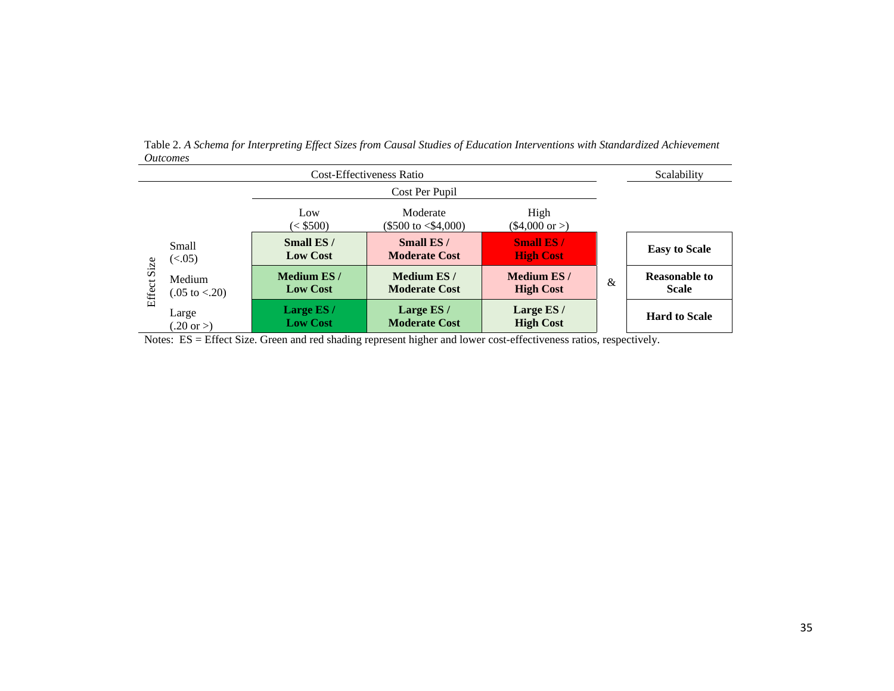Table 2. *A Schema for Interpreting Effect Sizes from Causal Studies of Education Interventions with Standardized Achievement Outcomes*

| | | Cost-Effectiveness Ratio | | | | Scalability |
|---|---|---|---|---|---|---|
| | | Cost Per Pupil | | | | |
| | | Low (< $500) | Moderate ($500 to <$4,000) | High ($4,000 or >) | | |
| Effect Size | Small (<.05) | **Small ES / Low Cost** | **Small ES / Moderate Cost** | **Small ES / High Cost** | | **Easy to Scale** |
| | Medium (.05 to <.20) | **Medium ES / Low Cost** | **Medium ES / Moderate Cost** | **Medium ES / High Cost** | & | **Reasonable to Scale** |
| | Large (.20 or >) | **Large ES / Low Cost** | **Large ES / Moderate Cost** | **Large ES / High Cost** | | **Hard to Scale** |

Notes: ES = Effect Size. Green and red shading represent higher and lower cost-effectiveness ratios, respectively.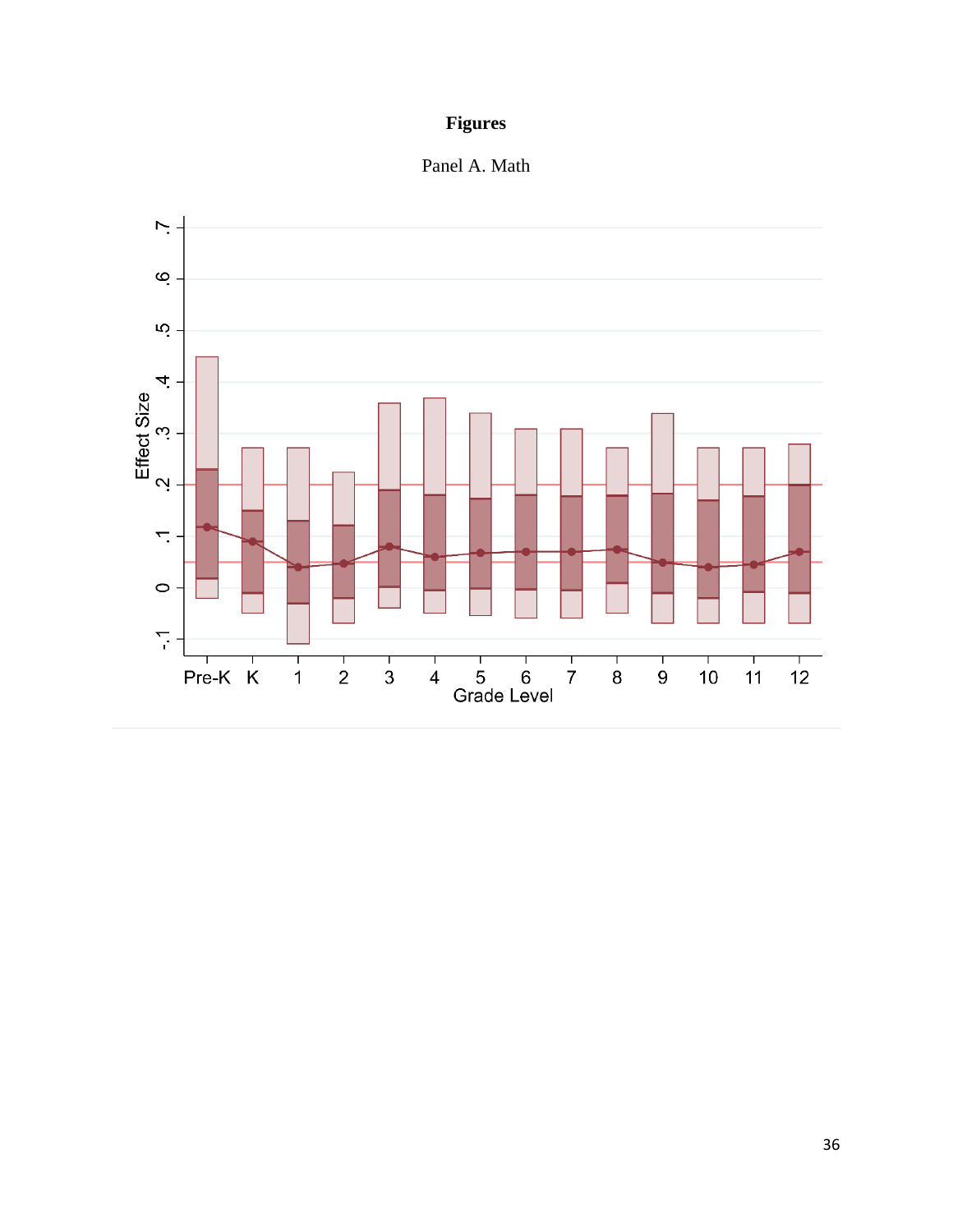**Figures**

Panel A. Math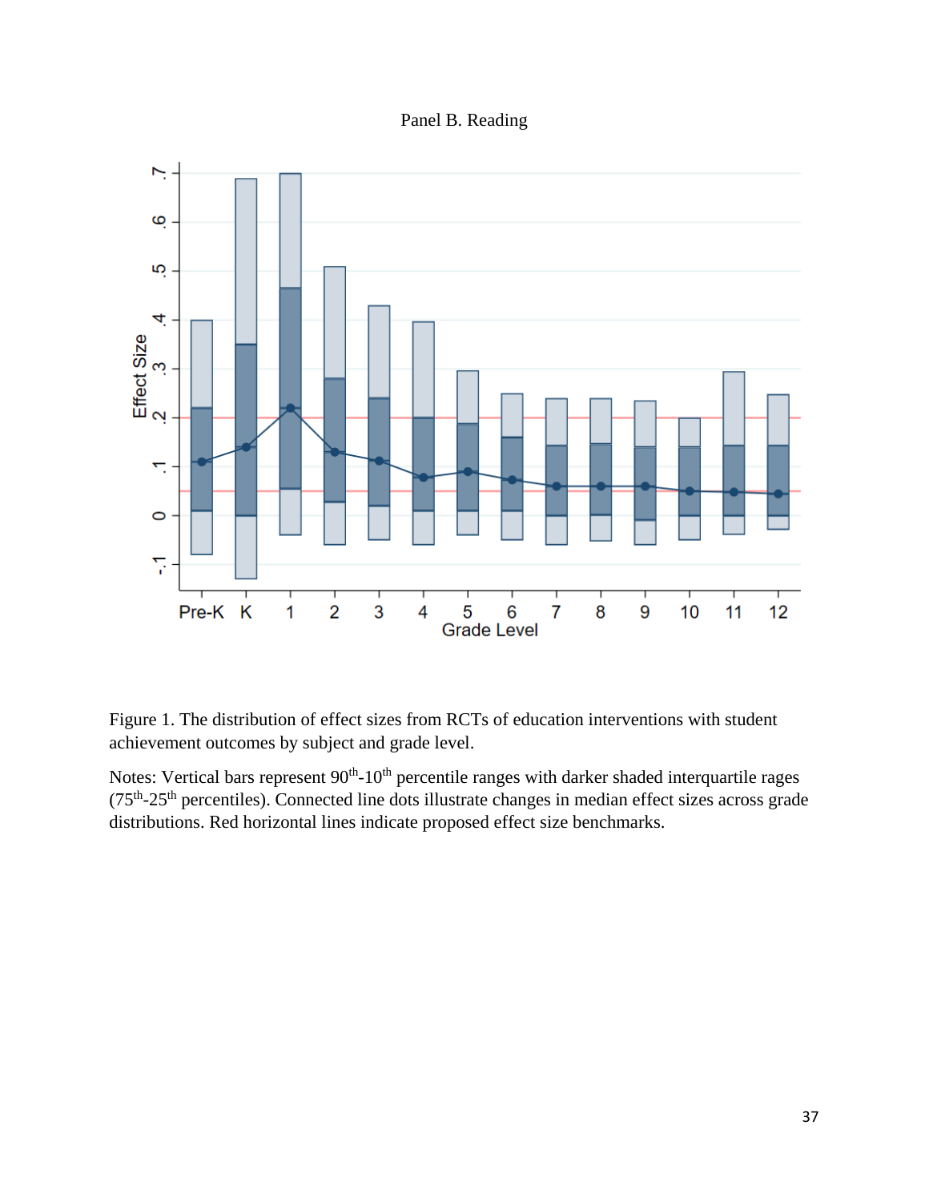Panel B. Reading

Figure 1. The distribution of effect sizes from RCTs of education interventions with student achievement outcomes by subject and grade level.

Notes: Vertical bars represent 90th-10th percentile ranges with darker shaded interquartile rages (75th-25th percentiles). Connected line dots illustrate changes in median effect sizes across grade distributions. Red horizontal lines indicate proposed effect size benchmarks.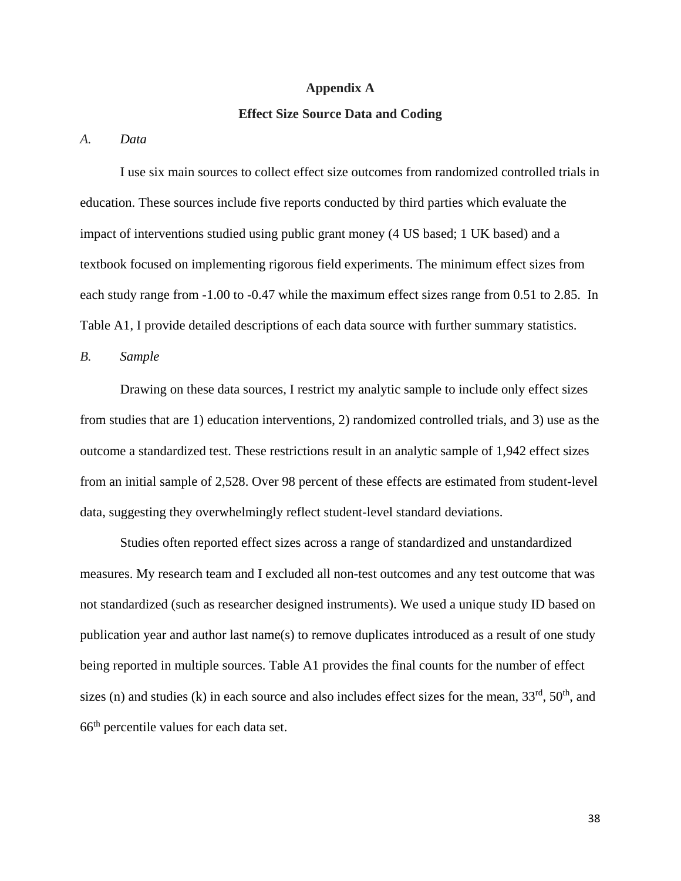# Appendix A

## Effect Size Source Data and Coding

*A. Data*

I use six main sources to collect effect size outcomes from randomized controlled trials in education. These sources include five reports conducted by third parties which evaluate the impact of interventions studied using public grant money (4 US based; 1 UK based) and a textbook focused on implementing rigorous field experiments. The minimum effect sizes from each study range from -1.00 to -0.47 while the maximum effect sizes range from 0.51 to 2.85. In Table A1, I provide detailed descriptions of each data source with further summary statistics.

*B. Sample*

Drawing on these data sources, I restrict my analytic sample to include only effect sizes from studies that are 1) education interventions, 2) randomized controlled trials, and 3) use as the outcome a standardized test. These restrictions result in an analytic sample of 1,942 effect sizes from an initial sample of 2,528. Over 98 percent of these effects are estimated from student-level data, suggesting they overwhelmingly reflect student-level standard deviations.

Studies often reported effect sizes across a range of standardized and unstandardized measures. My research team and I excluded all non-test outcomes and any test outcome that was not standardized (such as researcher designed instruments). We used a unique study ID based on publication year and author last name(s) to remove duplicates introduced as a result of one study being reported in multiple sources. Table A1 provides the final counts for the number of effect sizes (n) and studies (k) in each source and also includes effect sizes for the mean, 33rd, 50th, and 66th percentile values for each data set.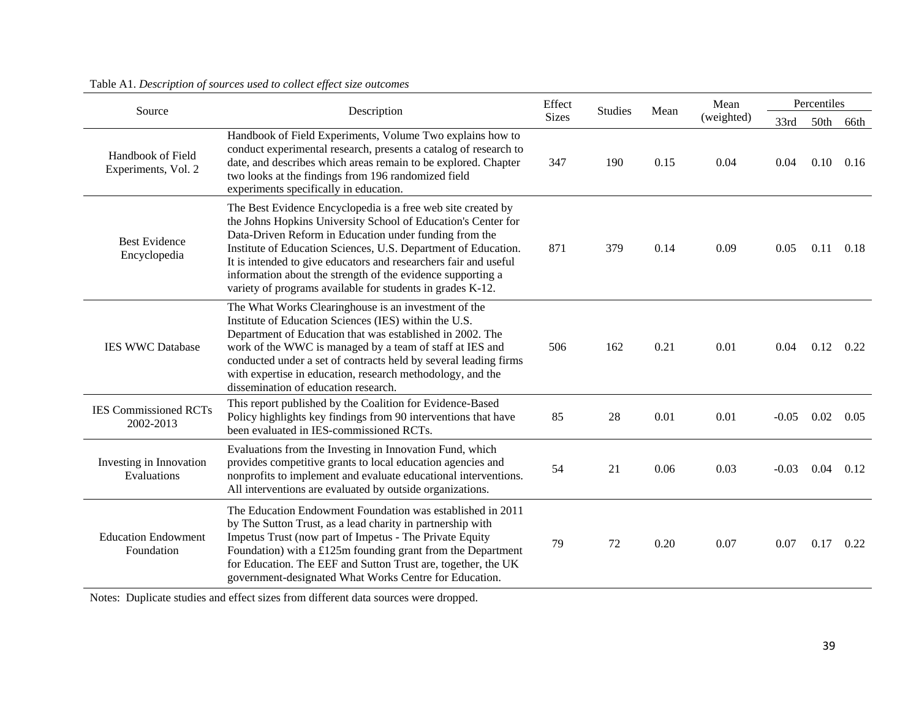Table A1. *Description of sources used to collect effect size outcomes*

| Source | Description | Effect Sizes | Studies | Mean | Mean (weighted) | Percentiles | | |
|---|---|---|---|---|---|---|---|---|
| | | | | | | 33rd | 50th | 66th |
| Handbook of Field Experiments, Vol. 2 | Handbook of Field Experiments, Volume Two explains how to conduct experimental research, presents a catalog of research to date, and describes which areas remain to be explored. Chapter two looks at the findings from 196 randomized field experiments specifically in education. | 347 | 190 | 0.15 | 0.04 | 0.04 | 0.10 | 0.16 |
| Best Evidence Encyclopedia | The Best Evidence Encyclopedia is a free web site created by the Johns Hopkins University School of Education's Center for Data-Driven Reform in Education under funding from the Institute of Education Sciences, U.S. Department of Education. It is intended to give educators and researchers fair and useful information about the strength of the evidence supporting a variety of programs available for students in grades K-12. | 871 | 379 | 0.14 | 0.09 | 0.05 | 0.11 | 0.18 |
| IES WWC Database | The What Works Clearinghouse is an investment of the Institute of Education Sciences (IES) within the U.S. Department of Education that was established in 2002. The work of the WWC is managed by a team of staff at IES and conducted under a set of contracts held by several leading firms with expertise in education, research methodology, and the dissemination of education research. | 506 | 162 | 0.21 | 0.01 | 0.04 | 0.12 | 0.22 |
| IES Commissioned RCTs 2002-2013 | This report published by the Coalition for Evidence-Based Policy highlights key findings from 90 interventions that have been evaluated in IES-commissioned RCTs. | 85 | 28 | 0.01 | 0.01 | -0.05 | 0.02 | 0.05 |
| Investing in Innovation Evaluations | Evaluations from the Investing in Innovation Fund, which provides competitive grants to local education agencies and nonprofits to implement and evaluate educational interventions. All interventions are evaluated by outside organizations. | 54 | 21 | 0.06 | 0.03 | -0.03 | 0.04 | 0.12 |
| Education Endowment Foundation | The Education Endowment Foundation was established in 2011 by The Sutton Trust, as a lead charity in partnership with Impetus Trust (now part of Impetus - The Private Equity Foundation) with a £125m founding grant from the Department for Education. The EEF and Sutton Trust are, together, the UK government-designated What Works Centre for Education. | 79 | 72 | 0.20 | 0.07 | 0.07 | 0.17 | 0.22 |

Notes: Duplicate studies and effect sizes from different data sources were dropped.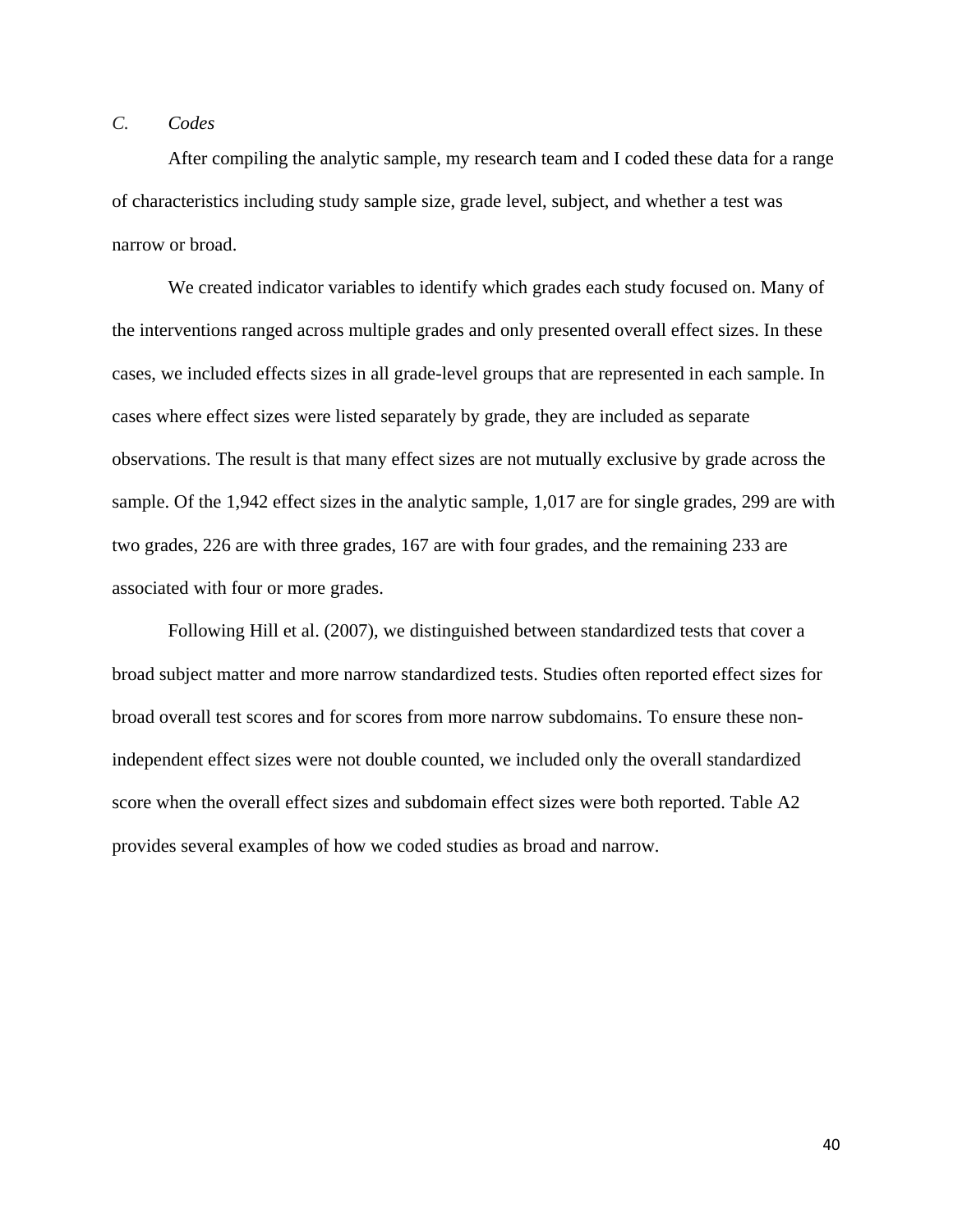### *C. Codes*

After compiling the analytic sample, my research team and I coded these data for a range of characteristics including study sample size, grade level, subject, and whether a test was narrow or broad.

We created indicator variables to identify which grades each study focused on. Many of the interventions ranged across multiple grades and only presented overall effect sizes. In these cases, we included effects sizes in all grade-level groups that are represented in each sample. In cases where effect sizes were listed separately by grade, they are included as separate observations. The result is that many effect sizes are not mutually exclusive by grade across the sample. Of the 1,942 effect sizes in the analytic sample, 1,017 are for single grades, 299 are with two grades, 226 are with three grades, 167 are with four grades, and the remaining 233 are associated with four or more grades.

Following Hill et al. (2007), we distinguished between standardized tests that cover a broad subject matter and more narrow standardized tests. Studies often reported effect sizes for broad overall test scores and for scores from more narrow subdomains. To ensure these non-independent effect sizes were not double counted, we included only the overall standardized score when the overall effect sizes and subdomain effect sizes were both reported. Table A2 provides several examples of how we coded studies as broad and narrow.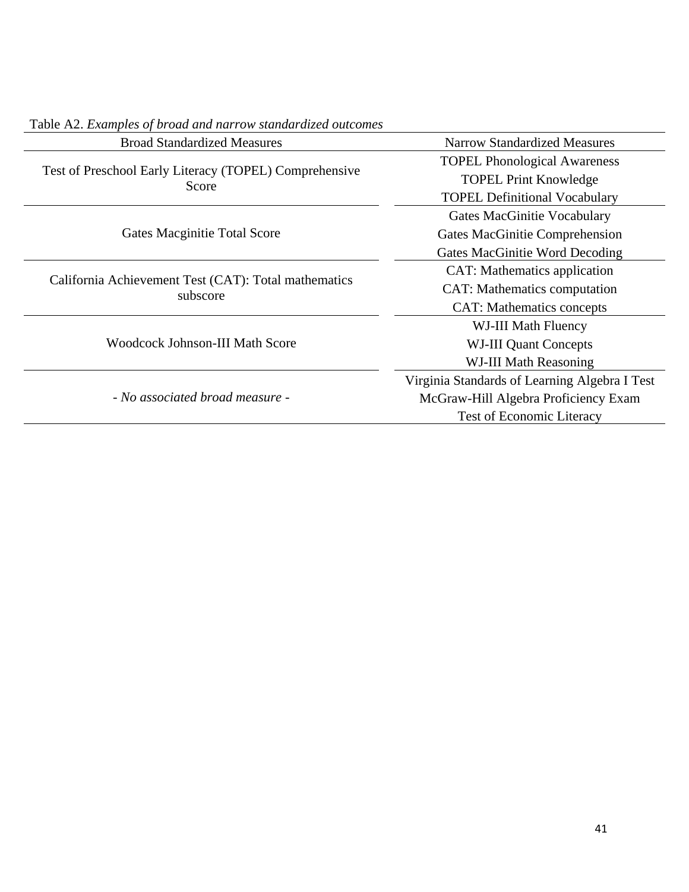Table A2. *Examples of broad and narrow standardized outcomes*

| Broad Standardized Measures | Narrow Standardized Measures |
|---|---|
| Test of Preschool Early Literacy (TOPEL) Comprehensive Score | TOPEL Phonological Awareness |
| | TOPEL Print Knowledge |
| | TOPEL Definitional Vocabulary |
| Gates Macginitie Total Score | Gates MacGinitie Vocabulary |
| | Gates MacGinitie Comprehension |
| | Gates MacGinitie Word Decoding |
| California Achievement Test (CAT): Total mathematics subscore | CAT: Mathematics application |
| | CAT: Mathematics computation |
| | CAT: Mathematics concepts |
| Woodcock Johnson-III Math Score | WJ-III Math Fluency |
| | WJ-III Quant Concepts |
| | WJ-III Math Reasoning |
| *- No associated broad measure -* | Virginia Standards of Learning Algebra I Test |
| | McGraw-Hill Algebra Proficiency Exam |
| | Test of Economic Literacy |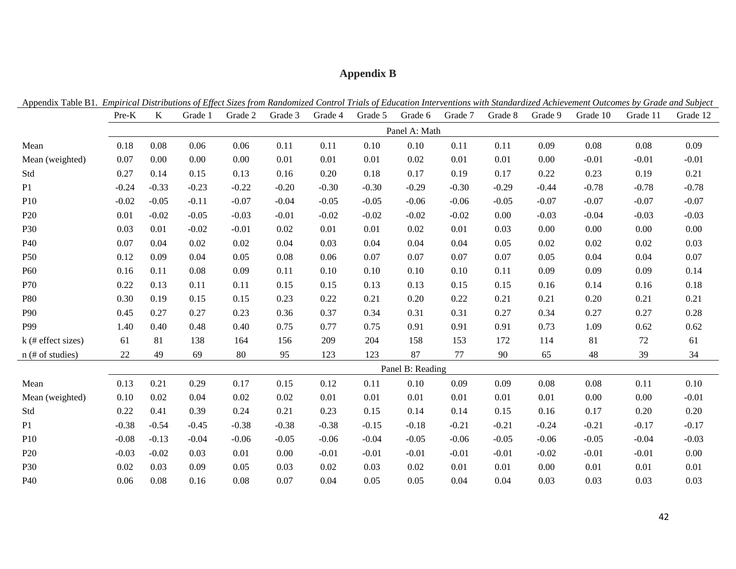# Appendix B

Appendix Table B1. *Empirical Distributions of Effect Sizes from Randomized Control Trials of Education Interventions with Standardized Achievement Outcomes by Grade and Subject*

| | Pre-K | K | Grade 1 | Grade 2 | Grade 3 | Grade 4 | Grade 5 | Grade 6 | Grade 7 | Grade 8 | Grade 9 | Grade 10 | Grade 11 | Grade 12 |
|---|---|---|---|---|---|---|---|---|---|---|---|---|---|---|
| | Panel A: Math | | | | | | | | | | | | | |
| Mean | 0.18 | 0.08 | 0.06 | 0.06 | 0.11 | 0.11 | 0.10 | 0.10 | 0.11 | 0.11 | 0.09 | 0.08 | 0.08 | 0.09 |
| Mean (weighted) | 0.07 | 0.00 | 0.00 | 0.00 | 0.01 | 0.01 | 0.01 | 0.02 | 0.01 | 0.01 | 0.00 | -0.01 | -0.01 | -0.01 |
| Std | 0.27 | 0.14 | 0.15 | 0.13 | 0.16 | 0.20 | 0.18 | 0.17 | 0.19 | 0.17 | 0.22 | 0.23 | 0.19 | 0.21 |
| P1 | -0.24 | -0.33 | -0.23 | -0.22 | -0.20 | -0.30 | -0.30 | -0.29 | -0.30 | -0.29 | -0.44 | -0.78 | -0.78 | -0.78 |
| P10 | -0.02 | -0.05 | -0.11 | -0.07 | -0.04 | -0.05 | -0.05 | -0.06 | -0.06 | -0.05 | -0.07 | -0.07 | -0.07 | -0.07 |
| P20 | 0.01 | -0.02 | -0.05 | -0.03 | -0.01 | -0.02 | -0.02 | -0.02 | -0.02 | 0.00 | -0.03 | -0.04 | -0.03 | -0.03 |
| P30 | 0.03 | 0.01 | -0.02 | -0.01 | 0.02 | 0.01 | 0.01 | 0.02 | 0.01 | 0.03 | 0.00 | 0.00 | 0.00 | 0.00 |
| P40 | 0.07 | 0.04 | 0.02 | 0.02 | 0.04 | 0.03 | 0.04 | 0.04 | 0.04 | 0.05 | 0.02 | 0.02 | 0.02 | 0.03 |
| P50 | 0.12 | 0.09 | 0.04 | 0.05 | 0.08 | 0.06 | 0.07 | 0.07 | 0.07 | 0.07 | 0.05 | 0.04 | 0.04 | 0.07 |
| P60 | 0.16 | 0.11 | 0.08 | 0.09 | 0.11 | 0.10 | 0.10 | 0.10 | 0.10 | 0.11 | 0.09 | 0.09 | 0.09 | 0.14 |
| P70 | 0.22 | 0.13 | 0.11 | 0.11 | 0.15 | 0.15 | 0.13 | 0.13 | 0.15 | 0.15 | 0.16 | 0.14 | 0.16 | 0.18 |
| P80 | 0.30 | 0.19 | 0.15 | 0.15 | 0.23 | 0.22 | 0.21 | 0.20 | 0.22 | 0.21 | 0.21 | 0.20 | 0.21 | 0.21 |
| P90 | 0.45 | 0.27 | 0.27 | 0.23 | 0.36 | 0.37 | 0.34 | 0.31 | 0.31 | 0.27 | 0.34 | 0.27 | 0.27 | 0.28 |
| P99 | 1.40 | 0.40 | 0.48 | 0.40 | 0.75 | 0.77 | 0.75 | 0.91 | 0.91 | 0.91 | 0.73 | 1.09 | 0.62 | 0.62 |
| k (# effect sizes) | 61 | 81 | 138 | 164 | 156 | 209 | 204 | 158 | 153 | 172 | 114 | 81 | 72 | 61 |
| n (# of studies) | 22 | 49 | 69 | 80 | 95 | 123 | 123 | 87 | 77 | 90 | 65 | 48 | 39 | 34 |
| | Panel B: Reading | | | | | | | | | | | | | |
| Mean | 0.13 | 0.21 | 0.29 | 0.17 | 0.15 | 0.12 | 0.11 | 0.10 | 0.09 | 0.09 | 0.08 | 0.08 | 0.11 | 0.10 |
| Mean (weighted) | 0.10 | 0.02 | 0.04 | 0.02 | 0.02 | 0.01 | 0.01 | 0.01 | 0.01 | 0.01 | 0.01 | 0.00 | 0.00 | -0.01 |
| Std | 0.22 | 0.41 | 0.39 | 0.24 | 0.21 | 0.23 | 0.15 | 0.14 | 0.14 | 0.15 | 0.16 | 0.17 | 0.20 | 0.20 |
| P1 | -0.38 | -0.54 | -0.45 | -0.38 | -0.38 | -0.38 | -0.15 | -0.18 | -0.21 | -0.21 | -0.24 | -0.21 | -0.17 | -0.17 |
| P10 | -0.08 | -0.13 | -0.04 | -0.06 | -0.05 | -0.06 | -0.04 | -0.05 | -0.06 | -0.05 | -0.06 | -0.05 | -0.04 | -0.03 |
| P20 | -0.03 | -0.02 | 0.03 | 0.01 | 0.00 | -0.01 | -0.01 | -0.01 | -0.01 | -0.01 | -0.02 | -0.01 | -0.01 | 0.00 |
| P30 | 0.02 | 0.03 | 0.09 | 0.05 | 0.03 | 0.02 | 0.03 | 0.02 | 0.01 | 0.01 | 0.00 | 0.01 | 0.01 | 0.01 |
| P40 | 0.06 | 0.08 | 0.16 | 0.08 | 0.07 | 0.04 | 0.05 | 0.05 | 0.04 | 0.04 | 0.03 | 0.03 | 0.03 | 0.03 |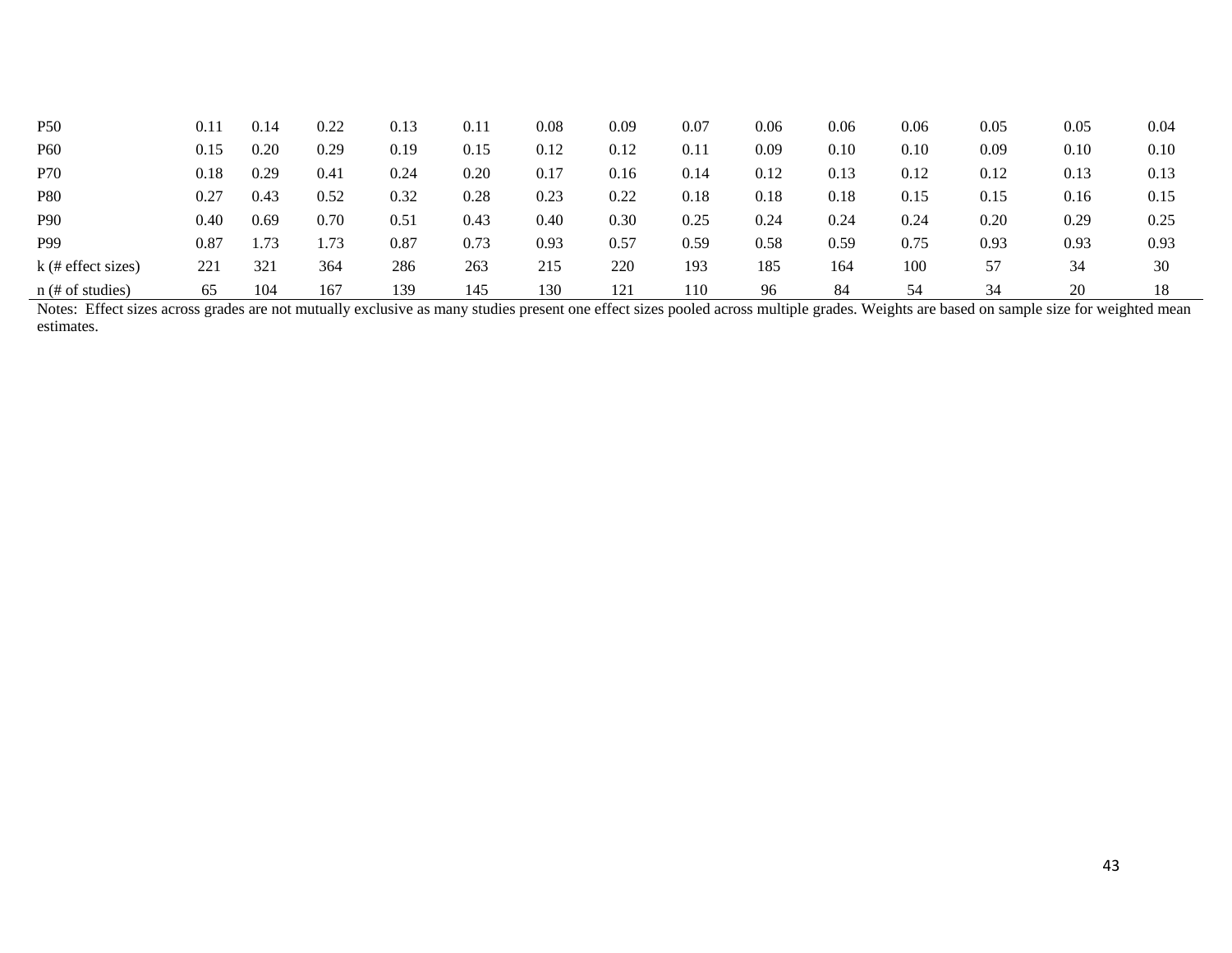| | | | | | | | | | | | | | | |
|---|---|---|---|---|---|---|---|---|---|---|---|---|---|---|
| P50 | 0.11 | 0.14 | 0.22 | 0.13 | 0.11 | 0.08 | 0.09 | 0.07 | 0.06 | 0.06 | 0.06 | 0.05 | 0.05 | 0.04 |
| P60 | 0.15 | 0.20 | 0.29 | 0.19 | 0.15 | 0.12 | 0.12 | 0.11 | 0.09 | 0.10 | 0.10 | 0.09 | 0.10 | 0.10 |
| P70 | 0.18 | 0.29 | 0.41 | 0.24 | 0.20 | 0.17 | 0.16 | 0.14 | 0.12 | 0.13 | 0.12 | 0.12 | 0.13 | 0.13 |
| P80 | 0.27 | 0.43 | 0.52 | 0.32 | 0.28 | 0.23 | 0.22 | 0.18 | 0.18 | 0.18 | 0.15 | 0.15 | 0.16 | 0.15 |
| P90 | 0.40 | 0.69 | 0.70 | 0.51 | 0.43 | 0.40 | 0.30 | 0.25 | 0.24 | 0.24 | 0.24 | 0.20 | 0.29 | 0.25 |
| P99 | 0.87 | 1.73 | 1.73 | 0.87 | 0.73 | 0.93 | 0.57 | 0.59 | 0.58 | 0.59 | 0.75 | 0.93 | 0.93 | 0.93 |
| k (# effect sizes) | 221 | 321 | 364 | 286 | 263 | 215 | 220 | 193 | 185 | 164 | 100 | 57 | 34 | 30 |
| n (# of studies) | 65 | 104 | 167 | 139 | 145 | 130 | 121 | 110 | 96 | 84 | 54 | 34 | 20 | 18 |

Notes: Effect sizes across grades are not mutually exclusive as many studies present one effect sizes pooled across multiple grades. Weights are based on sample size for weighted mean estimates.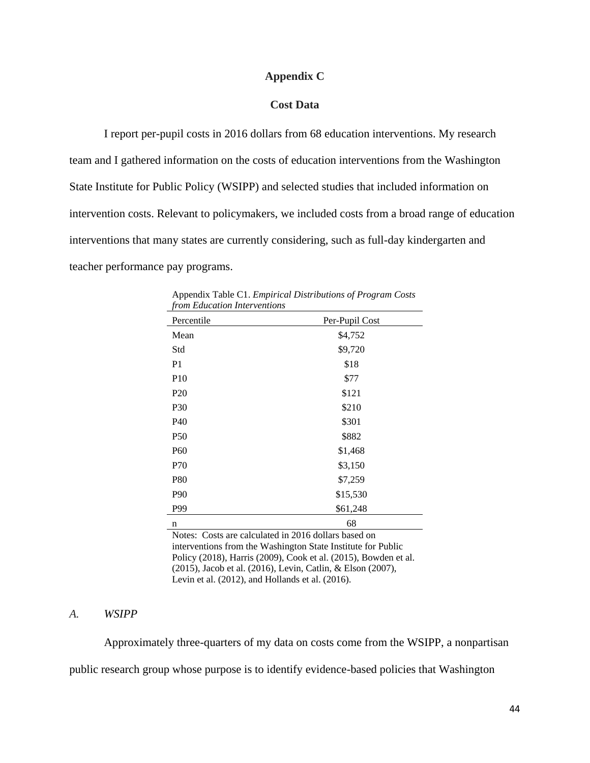# Appendix C

## Cost Data

I report per-pupil costs in 2016 dollars from 68 education interventions. My research team and I gathered information on the costs of education interventions from the Washington State Institute for Public Policy (WSIPP) and selected studies that included information on intervention costs. Relevant to policymakers, we included costs from a broad range of education interventions that many states are currently considering, such as full-day kindergarten and teacher performance pay programs.

Appendix Table C1. *Empirical Distributions of Program Costs from Education Interventions*

| Percentile | Per-Pupil Cost |
|---|---|
| Mean | $4,752 |
| Std | $9,720 |
| P1 | $18 |
| P10 | $77 |
| P20 | $121 |
| P30 | $210 |
| P40 | $301 |
| P50 | $882 |
| P60 | $1,468 |
| P70 | $3,150 |
| P80 | $7,259 |
| P90 | $15,530 |
| P99 | $61,248 |
| n | 68 |

Notes: Costs are calculated in 2016 dollars based on interventions from the Washington State Institute for Public Policy (2018), Harris (2009), Cook et al. (2015), Bowden et al. (2015), Jacob et al. (2016), Levin, Catlin, & Elson (2007), Levin et al. (2012), and Hollands et al. (2016).

### *A. WSIPP*

Approximately three-quarters of my data on costs come from the WSIPP, a nonpartisan public research group whose purpose is to identify evidence-based policies that Washington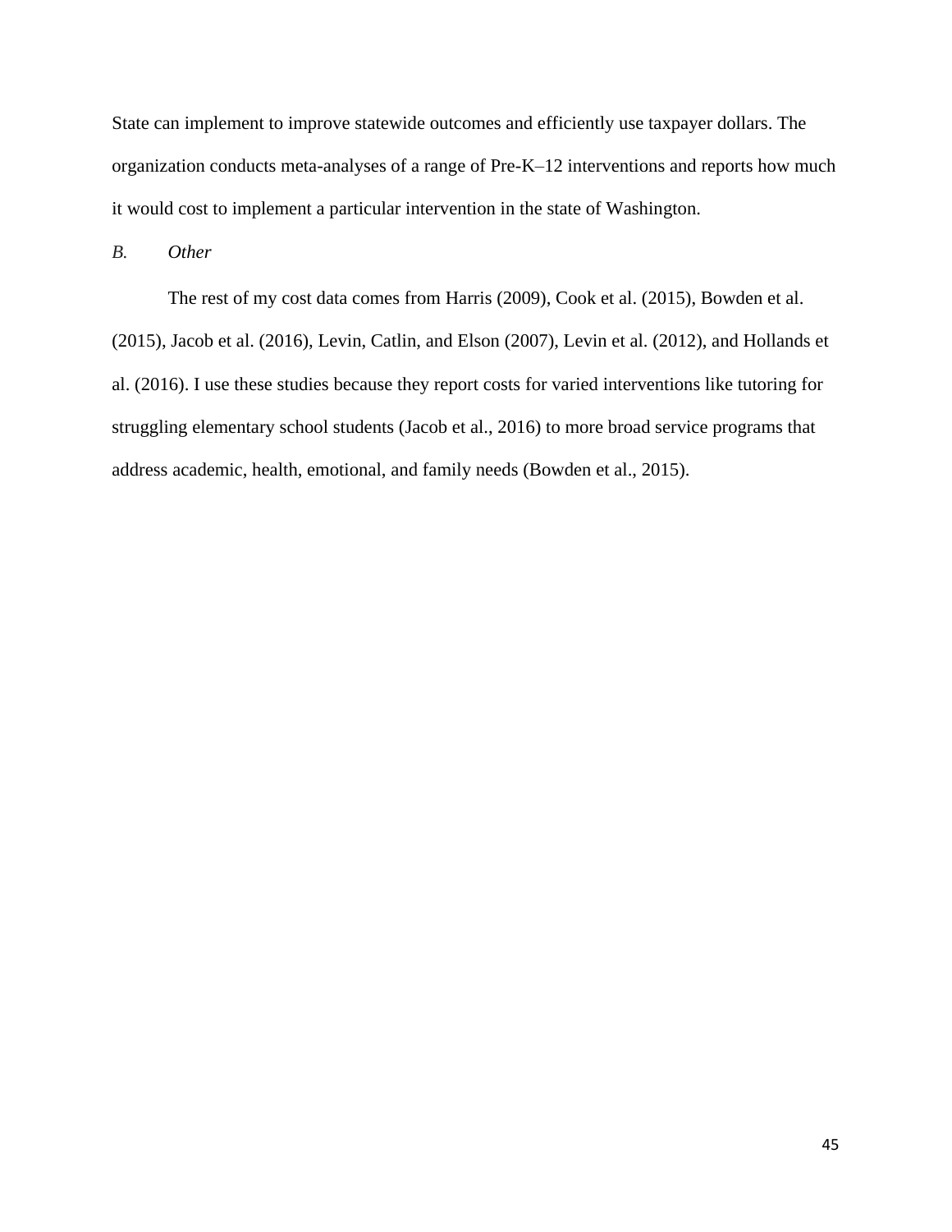State can implement to improve statewide outcomes and efficiently use taxpayer dollars. The organization conducts meta-analyses of a range of Pre-K–12 interventions and reports how much it would cost to implement a particular intervention in the state of Washington.

### *B. Other*

The rest of my cost data comes from Harris (2009), Cook et al. (2015), Bowden et al. (2015), Jacob et al. (2016), Levin, Catlin, and Elson (2007), Levin et al. (2012), and Hollands et al. (2016). I use these studies because they report costs for varied interventions like tutoring for struggling elementary school students (Jacob et al., 2016) to more broad service programs that address academic, health, emotional, and family needs (Bowden et al., 2015).